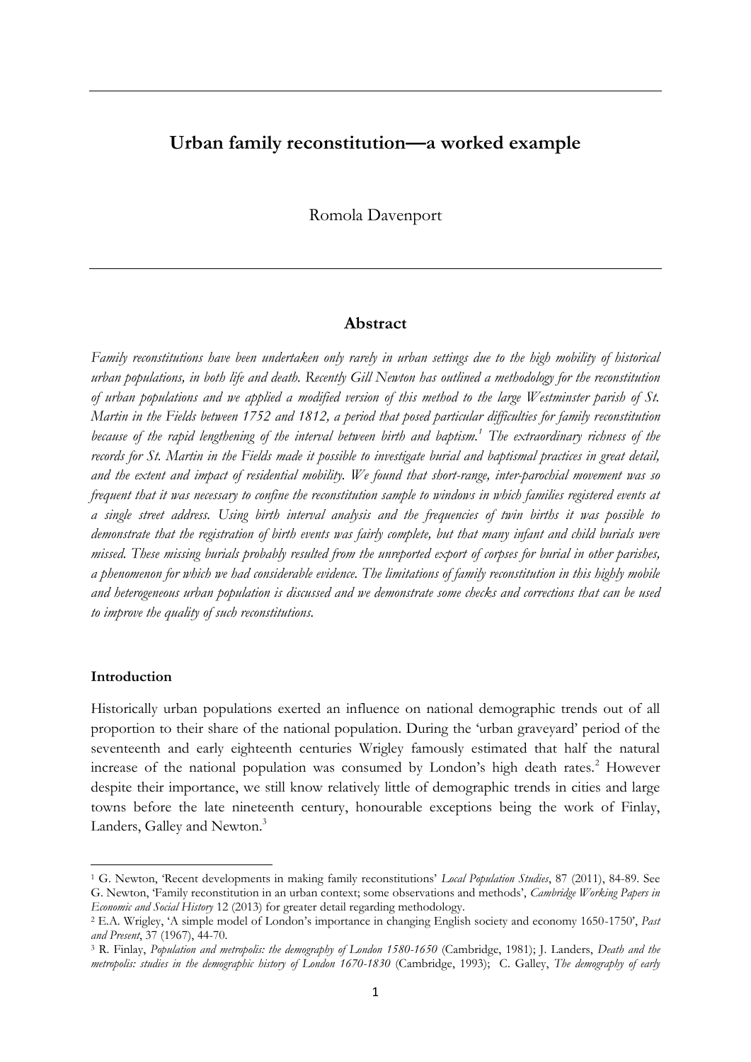# Urban family reconstitution—a worked example

Romola Davenport

## Abstract

*Family reconstitutions have been undertaken only rarely in urban settings due to the high mobility of historical urban populations, in both life and death. Recently Gill Newton has outlined a methodology for the reconstitution of urban populations and we applied a modified version of this method to the large Westminster parish of St. Martin in the Fields between 1752 and 1812, a period that posed particular difficulties for family reconstitution because of the rapid lengthening of the interval between birth and baptism.*[1] *The extraordinary richness of the records for St. Martin in the Fields made it possible to investigate burial and baptismal practices in great detail, and the extent and impact of residential mobility. We found that short-range, inter-parochial movement was so frequent that it was necessary to confine the reconstitution sample to windows in which families registered events at a single street address. Using birth interval analysis and the frequencies of twin births it was possible to demonstrate that the registration of birth events was fairly complete, but that many infant and child burials were missed. These missing burials probably resulted from the unreported export of corpses for burial in other parishes, a phenomenon for which we had considerable evidence. The limitations of family reconstitution in this highly mobile and heterogeneous urban population is discussed and we demonstrate some checks and corrections that can be used to improve the quality of such reconstitutions.*

### Introduction

Historically urban populations exerted an influence on national demographic trends out of all proportion to their share of the national population. During the 'urban graveyard' period of the seventeenth and early eighteenth centuries Wrigley famously estimated that half the natural increase of the national population was consumed by London's high death rates.[2] However despite their importance, we still know relatively little of demographic trends in cities and large towns before the late nineteenth century, honourable exceptions being the work of Finlay, Landers, Galley and Newton.[3]

---

[1] G. Newton, 'Recent developments in making family reconstitutions' *Local Population Studies*, 87 (2011), 84-89. See G. Newton, 'Family reconstitution in an urban context; some observations and methods', *Cambridge Working Papers in Economic and Social History* 12 (2013) for greater detail regarding methodology.

[2] E.A. Wrigley, 'A simple model of London's importance in changing English society and economy 1650-1750', *Past and Present*, 37 (1967), 44-70.

[3] R. Finlay, *Population and metropolis: the demography of London 1580-1650* (Cambridge, 1981); J. Landers, *Death and the metropolis: studies in the demographic history of London 1670-1830* (Cambridge, 1993); C. Galley, *The demography of early*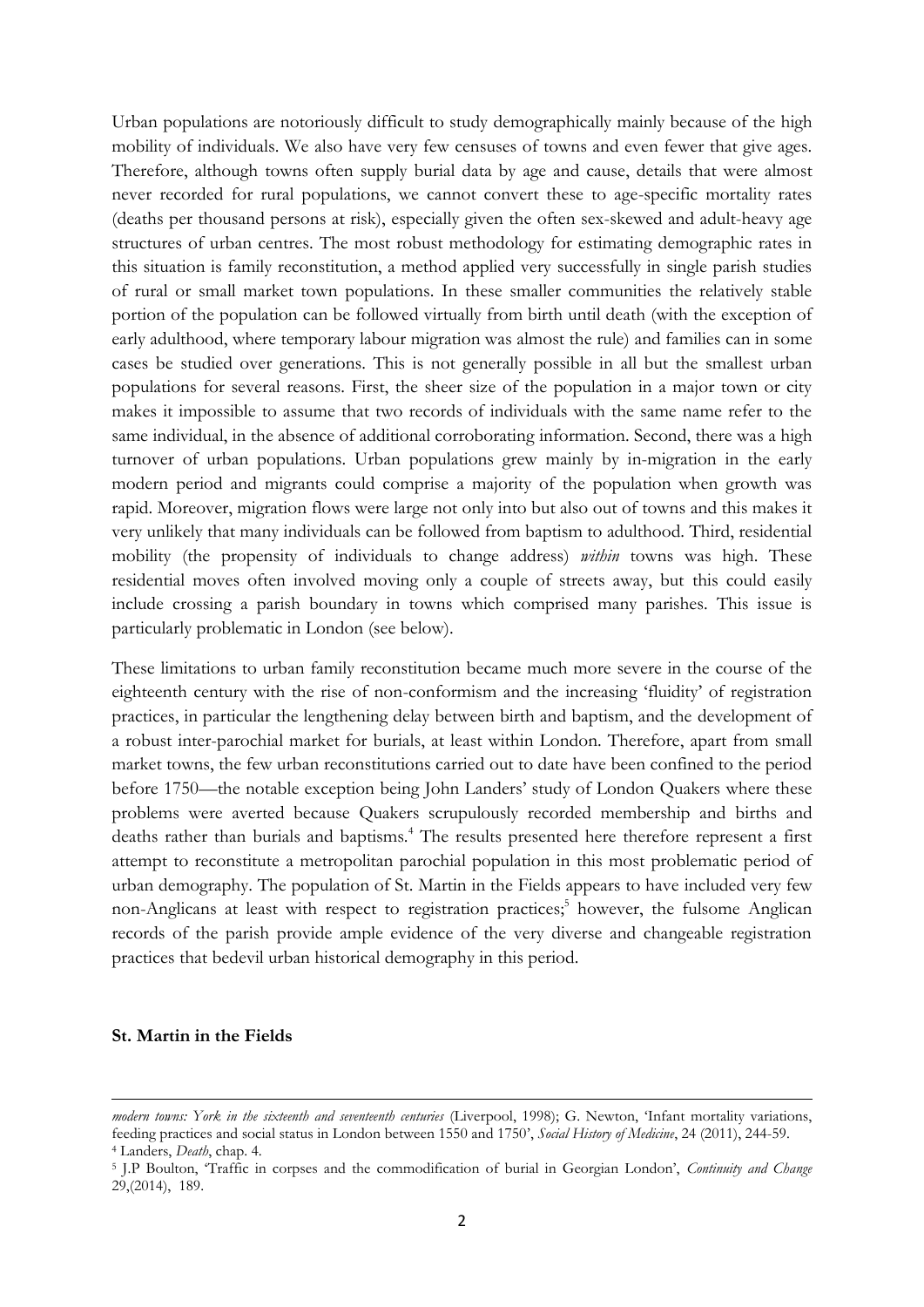Urban populations are notoriously difficult to study demographically mainly because of the high mobility of individuals. We also have very few censuses of towns and even fewer that give ages. Therefore, although towns often supply burial data by age and cause, details that were almost never recorded for rural populations, we cannot convert these to age-specific mortality rates (deaths per thousand persons at risk), especially given the often sex-skewed and adult-heavy age structures of urban centres. The most robust methodology for estimating demographic rates in this situation is family reconstitution, a method applied very successfully in single parish studies of rural or small market town populations. In these smaller communities the relatively stable portion of the population can be followed virtually from birth until death (with the exception of early adulthood, where temporary labour migration was almost the rule) and families can in some cases be studied over generations. This is not generally possible in all but the smallest urban populations for several reasons. First, the sheer size of the population in a major town or city makes it impossible to assume that two records of individuals with the same name refer to the same individual, in the absence of additional corroborating information. Second, there was a high turnover of urban populations. Urban populations grew mainly by in-migration in the early modern period and migrants could comprise a majority of the population when growth was rapid. Moreover, migration flows were large not only into but also out of towns and this makes it very unlikely that many individuals can be followed from baptism to adulthood. Third, residential mobility (the propensity of individuals to change address) *within* towns was high. These residential moves often involved moving only a couple of streets away, but this could easily include crossing a parish boundary in towns which comprised many parishes. This issue is particularly problematic in London (see below).

These limitations to urban family reconstitution became much more severe in the course of the eighteenth century with the rise of non-conformism and the increasing 'fluidity' of registration practices, in particular the lengthening delay between birth and baptism, and the development of a robust inter-parochial market for burials, at least within London. Therefore, apart from small market towns, the few urban reconstitutions carried out to date have been confined to the period before 1750—the notable exception being John Landers' study of London Quakers where these problems were averted because Quakers scrupulously recorded membership and births and deaths rather than burials and baptisms.[4] The results presented here therefore represent a first attempt to reconstitute a metropolitan parochial population in this most problematic period of urban demography. The population of St. Martin in the Fields appears to have included very few non-Anglicans at least with respect to registration practices;[5] however, the fulsome Anglican records of the parish provide ample evidence of the very diverse and changeable registration practices that bedevil urban historical demography in this period.

## St. Martin in the Fields

*modern towns: York in the sixteenth and seventeenth centuries* (Liverpool, 1998); G. Newton, 'Infant mortality variations, feeding practices and social status in London between 1550 and 1750', *Social History of Medicine*, 24 (2011), 244-59.

[4] Landers, *Death*, chap. 4.

[5] J.P Boulton, 'Traffic in corpses and the commodification of burial in Georgian London', *Continuity and Change* 29,(2014), 189.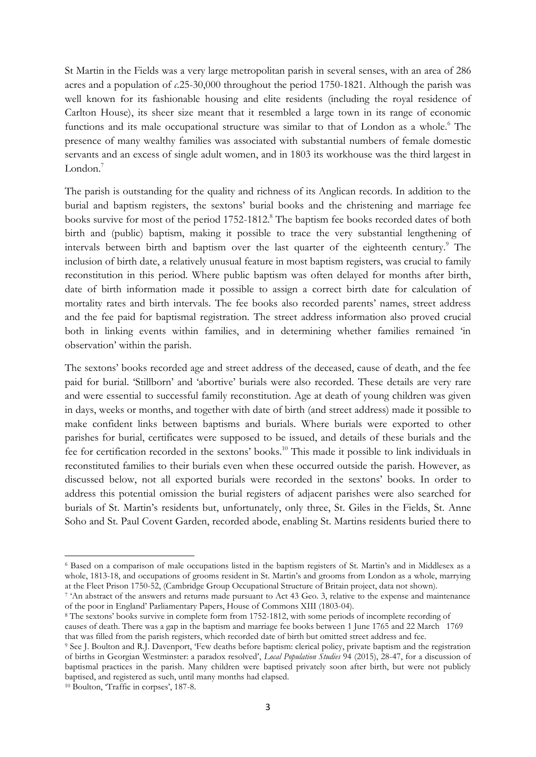St Martin in the Fields was a very large metropolitan parish in several senses, with an area of 286 acres and a population of *c.*25-30,000 throughout the period 1750-1821. Although the parish was well known for its fashionable housing and elite residents (including the royal residence of Carlton House), its sheer size meant that it resembled a large town in its range of economic functions and its male occupational structure was similar to that of London as a whole.[6] The presence of many wealthy families was associated with substantial numbers of female domestic servants and an excess of single adult women, and in 1803 its workhouse was the third largest in London.[7]

The parish is outstanding for the quality and richness of its Anglican records. In addition to the burial and baptism registers, the sextons' burial books and the christening and marriage fee books survive for most of the period 1752-1812.[8] The baptism fee books recorded dates of both birth and (public) baptism, making it possible to trace the very substantial lengthening of intervals between birth and baptism over the last quarter of the eighteenth century.[9] The inclusion of birth date, a relatively unusual feature in most baptism registers, was crucial to family reconstitution in this period. Where public baptism was often delayed for months after birth, date of birth information made it possible to assign a correct birth date for calculation of mortality rates and birth intervals. The fee books also recorded parents' names, street address and the fee paid for baptismal registration. The street address information also proved crucial both in linking events within families, and in determining whether families remained 'in observation' within the parish.

The sextons' books recorded age and street address of the deceased, cause of death, and the fee paid for burial. 'Stillborn' and 'abortive' burials were also recorded. These details are very rare and were essential to successful family reconstitution. Age at death of young children was given in days, weeks or months, and together with date of birth (and street address) made it possible to make confident links between baptisms and burials. Where burials were exported to other parishes for burial, certificates were supposed to be issued, and details of these burials and the fee for certification recorded in the sextons' books.[10] This made it possible to link individuals in reconstituted families to their burials even when these occurred outside the parish. However, as discussed below, not all exported burials were recorded in the sextons' books. In order to address this potential omission the burial registers of adjacent parishes were also searched for burials of St. Martin's residents but, unfortunately, only three, St. Giles in the Fields, St. Anne Soho and St. Paul Covent Garden, recorded abode, enabling St. Martins residents buried there to

---

[6] Based on a comparison of male occupations listed in the baptism registers of St. Martin's and in Middlesex as a whole, 1813-18, and occupations of grooms resident in St. Martin's and grooms from London as a whole, marrying at the Fleet Prison 1750-52, (Cambridge Group Occupational Structure of Britain project, data not shown).

[7] 'An abstract of the answers and returns made pursuant to Act 43 Geo. 3, relative to the expense and maintenance of the poor in England' Parliamentary Papers, House of Commons XIII (1803-04).

[8] The sextons' books survive in complete form from 1752-1812, with some periods of incomplete recording of causes of death. There was a gap in the baptism and marriage fee books between 1 June 1765 and 22 March 1769 that was filled from the parish registers, which recorded date of birth but omitted street address and fee.

[9] See J. Boulton and R.J. Davenport, 'Few deaths before baptism: clerical policy, private baptism and the registration of births in Georgian Westminster: a paradox resolved', *Local Population Studies* 94 (2015), 28-47, for a discussion of baptismal practices in the parish. Many children were baptised privately soon after birth, but were not publicly baptised, and registered as such, until many months had elapsed.

[10] Boulton, 'Traffic in corpses', 187-8.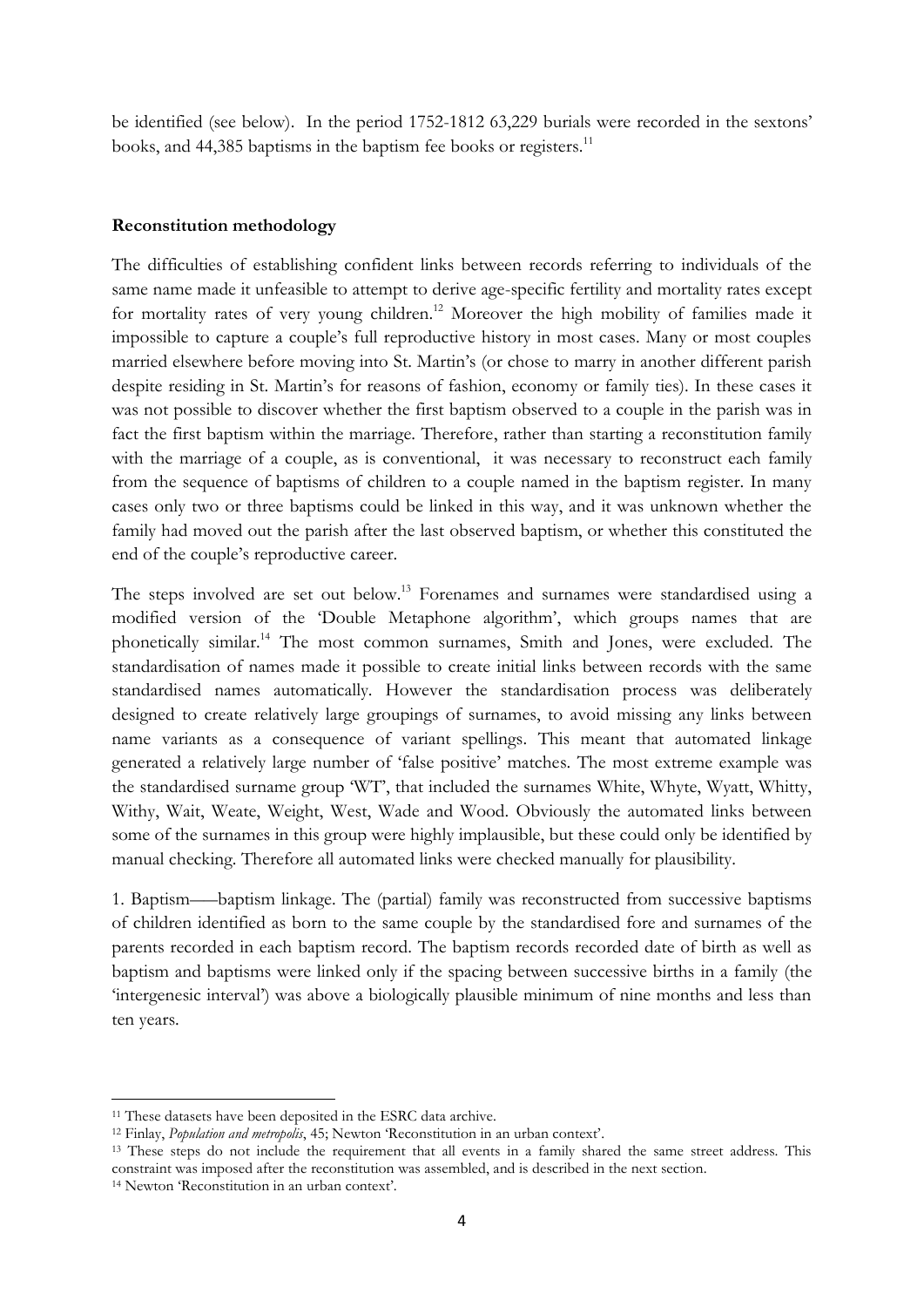be identified (see below). In the period 1752-1812 63,229 burials were recorded in the sextons' books, and 44,385 baptisms in the baptism fee books or registers.[11]

**Reconstitution methodology**

The difficulties of establishing confident links between records referring to individuals of the same name made it unfeasible to attempt to derive age-specific fertility and mortality rates except for mortality rates of very young children.[12] Moreover the high mobility of families made it impossible to capture a couple's full reproductive history in most cases. Many or most couples married elsewhere before moving into St. Martin's (or chose to marry in another different parish despite residing in St. Martin's for reasons of fashion, economy or family ties). In these cases it was not possible to discover whether the first baptism observed to a couple in the parish was in fact the first baptism within the marriage. Therefore, rather than starting a reconstitution family with the marriage of a couple, as is conventional, it was necessary to reconstruct each family from the sequence of baptisms of children to a couple named in the baptism register. In many cases only two or three baptisms could be linked in this way, and it was unknown whether the family had moved out the parish after the last observed baptism, or whether this constituted the end of the couple's reproductive career.

The steps involved are set out below.[13] Forenames and surnames were standardised using a modified version of the 'Double Metaphone algorithm', which groups names that are phonetically similar.[14] The most common surnames, Smith and Jones, were excluded. The standardisation of names made it possible to create initial links between records with the same standardised names automatically. However the standardisation process was deliberately designed to create relatively large groupings of surnames, to avoid missing any links between name variants as a consequence of variant spellings. This meant that automated linkage generated a relatively large number of 'false positive' matches. The most extreme example was the standardised surname group 'WT', that included the surnames White, Whyte, Wyatt, Whitty, Withy, Wait, Weate, Weight, West, Wade and Wood. Obviously the automated links between some of the surnames in this group were highly implausible, but these could only be identified by manual checking. Therefore all automated links were checked manually for plausibility.

1. Baptism—–baptism linkage. The (partial) family was reconstructed from successive baptisms of children identified as born to the same couple by the standardised fore and surnames of the parents recorded in each baptism record. The baptism records recorded date of birth as well as baptism and baptisms were linked only if the spacing between successive births in a family (the 'intergenesic interval') was above a biologically plausible minimum of nine months and less than ten years.

---

[11] These datasets have been deposited in the ESRC data archive.

[12] Finlay, *Population and metropolis*, 45; Newton 'Reconstitution in an urban context'.

[13] These steps do not include the requirement that all events in a family shared the same street address. This constraint was imposed after the reconstitution was assembled, and is described in the next section.

[14] Newton 'Reconstitution in an urban context'.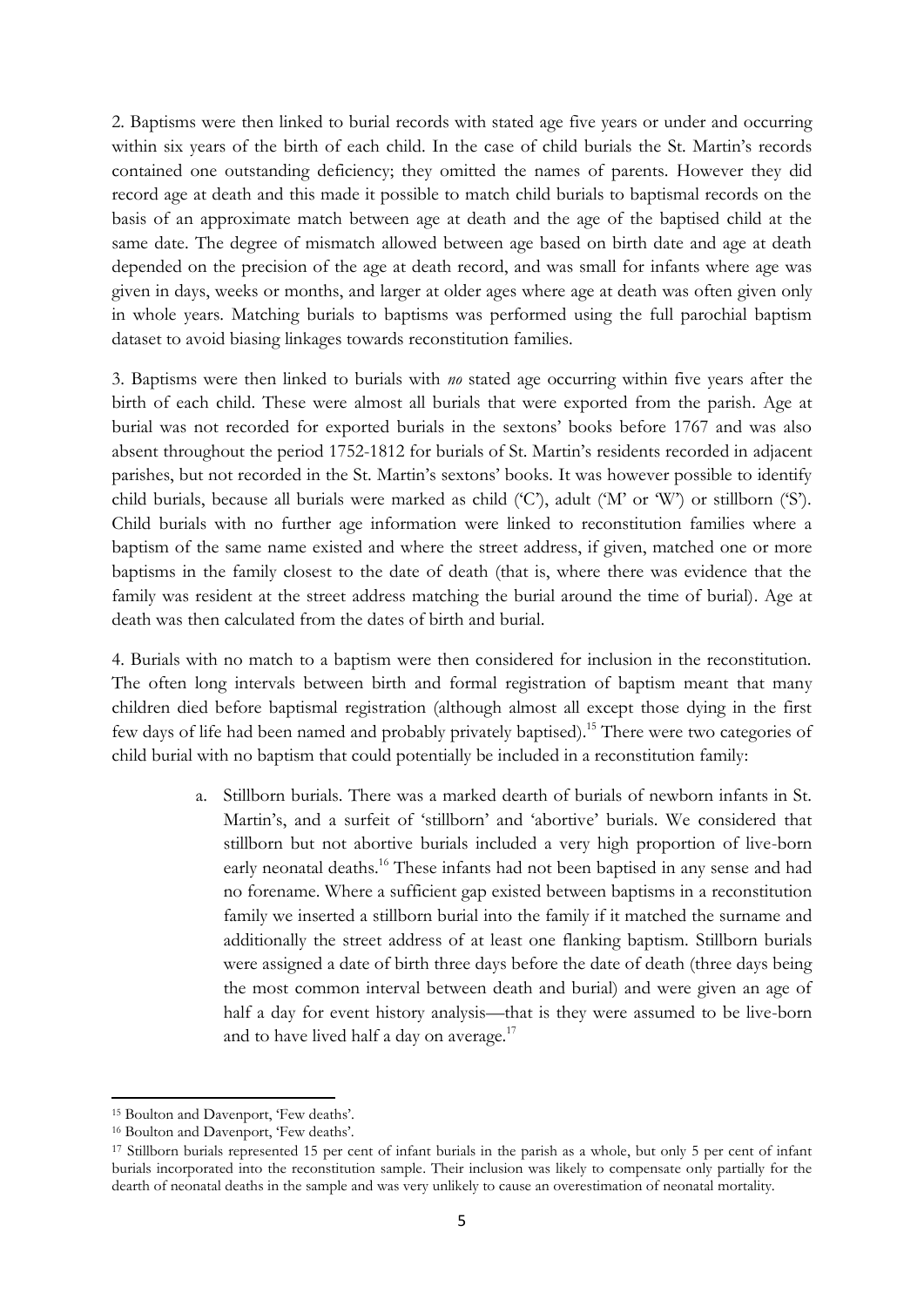2. Baptisms were then linked to burial records with stated age five years or under and occurring within six years of the birth of each child. In the case of child burials the St. Martin's records contained one outstanding deficiency; they omitted the names of parents. However they did record age at death and this made it possible to match child burials to baptismal records on the basis of an approximate match between age at death and the age of the baptised child at the same date. The degree of mismatch allowed between age based on birth date and age at death depended on the precision of the age at death record, and was small for infants where age was given in days, weeks or months, and larger at older ages where age at death was often given only in whole years. Matching burials to baptisms was performed using the full parochial baptism dataset to avoid biasing linkages towards reconstitution families.

3. Baptisms were then linked to burials with *no* stated age occurring within five years after the birth of each child. These were almost all burials that were exported from the parish. Age at burial was not recorded for exported burials in the sextons' books before 1767 and was also absent throughout the period 1752-1812 for burials of St. Martin's residents recorded in adjacent parishes, but not recorded in the St. Martin's sextons' books. It was however possible to identify child burials, because all burials were marked as child ('C'), adult ('M' or 'W') or stillborn ('S'). Child burials with no further age information were linked to reconstitution families where a baptism of the same name existed and where the street address, if given, matched one or more baptisms in the family closest to the date of death (that is, where there was evidence that the family was resident at the street address matching the burial around the time of burial). Age at death was then calculated from the dates of birth and burial.

4. Burials with no match to a baptism were then considered for inclusion in the reconstitution. The often long intervals between birth and formal registration of baptism meant that many children died before baptismal registration (although almost all except those dying in the first few days of life had been named and probably privately baptised).[15] There were two categories of child burial with no baptism that could potentially be included in a reconstitution family:

a. Stillborn burials. There was a marked dearth of burials of newborn infants in St. Martin's, and a surfeit of 'stillborn' and 'abortive' burials. We considered that stillborn but not abortive burials included a very high proportion of live-born early neonatal deaths.[16] These infants had not been baptised in any sense and had no forename. Where a sufficient gap existed between baptisms in a reconstitution family we inserted a stillborn burial into the family if it matched the surname and additionally the street address of at least one flanking baptism. Stillborn burials were assigned a date of birth three days before the date of death (three days being the most common interval between death and burial) and were given an age of half a day for event history analysis—that is they were assumed to be live-born and to have lived half a day on average.[17]

---

[15] Boulton and Davenport, 'Few deaths'.

[16] Boulton and Davenport, 'Few deaths'.

[17] Stillborn burials represented 15 per cent of infant burials in the parish as a whole, but only 5 per cent of infant burials incorporated into the reconstitution sample. Their inclusion was likely to compensate only partially for the dearth of neonatal deaths in the sample and was very unlikely to cause an overestimation of neonatal mortality.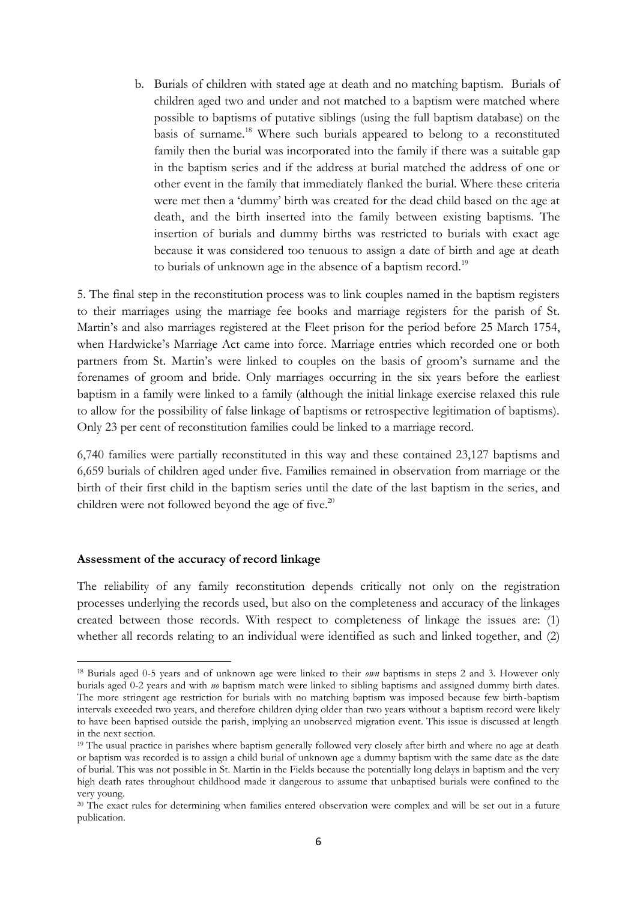b. Burials of children with stated age at death and no matching baptism. Burials of children aged two and under and not matched to a baptism were matched where possible to baptisms of putative siblings (using the full baptism database) on the basis of surname.[18] Where such burials appeared to belong to a reconstituted family then the burial was incorporated into the family if there was a suitable gap in the baptism series and if the address at burial matched the address of one or other event in the family that immediately flanked the burial. Where these criteria were met then a 'dummy' birth was created for the dead child based on the age at death, and the birth inserted into the family between existing baptisms. The insertion of burials and dummy births was restricted to burials with exact age because it was considered too tenuous to assign a date of birth and age at death to burials of unknown age in the absence of a baptism record.[19]

5. The final step in the reconstitution process was to link couples named in the baptism registers to their marriages using the marriage fee books and marriage registers for the parish of St. Martin's and also marriages registered at the Fleet prison for the period before 25 March 1754, when Hardwicke's Marriage Act came into force. Marriage entries which recorded one or both partners from St. Martin's were linked to couples on the basis of groom's surname and the forenames of groom and bride. Only marriages occurring in the six years before the earliest baptism in a family were linked to a family (although the initial linkage exercise relaxed this rule to allow for the possibility of false linkage of baptisms or retrospective legitimation of baptisms). Only 23 per cent of reconstitution families could be linked to a marriage record.

6,740 families were partially reconstituted in this way and these contained 23,127 baptisms and 6,659 burials of children aged under five. Families remained in observation from marriage or the birth of their first child in the baptism series until the date of the last baptism in the series, and children were not followed beyond the age of five.[20]

**Assessment of the accuracy of record linkage**

The reliability of any family reconstitution depends critically not only on the registration processes underlying the records used, but also on the completeness and accuracy of the linkages created between those records. With respect to completeness of linkage the issues are: (1) whether all records relating to an individual were identified as such and linked together, and (2)

[18] Burials aged 0-5 years and of unknown age were linked to their *own* baptisms in steps 2 and 3. However only burials aged 0-2 years and with *no* baptism match were linked to sibling baptisms and assigned dummy birth dates. The more stringent age restriction for burials with no matching baptism was imposed because few birth-baptism intervals exceeded two years, and therefore children dying older than two years without a baptism record were likely to have been baptised outside the parish, implying an unobserved migration event. This issue is discussed at length in the next section.

[19] The usual practice in parishes where baptism generally followed very closely after birth and where no age at death or baptism was recorded is to assign a child burial of unknown age a dummy baptism with the same date as the date of burial. This was not possible in St. Martin in the Fields because the potentially long delays in baptism and the very high death rates throughout childhood made it dangerous to assume that unbaptised burials were confined to the very young.

[20] The exact rules for determining when families entered observation were complex and will be set out in a future publication.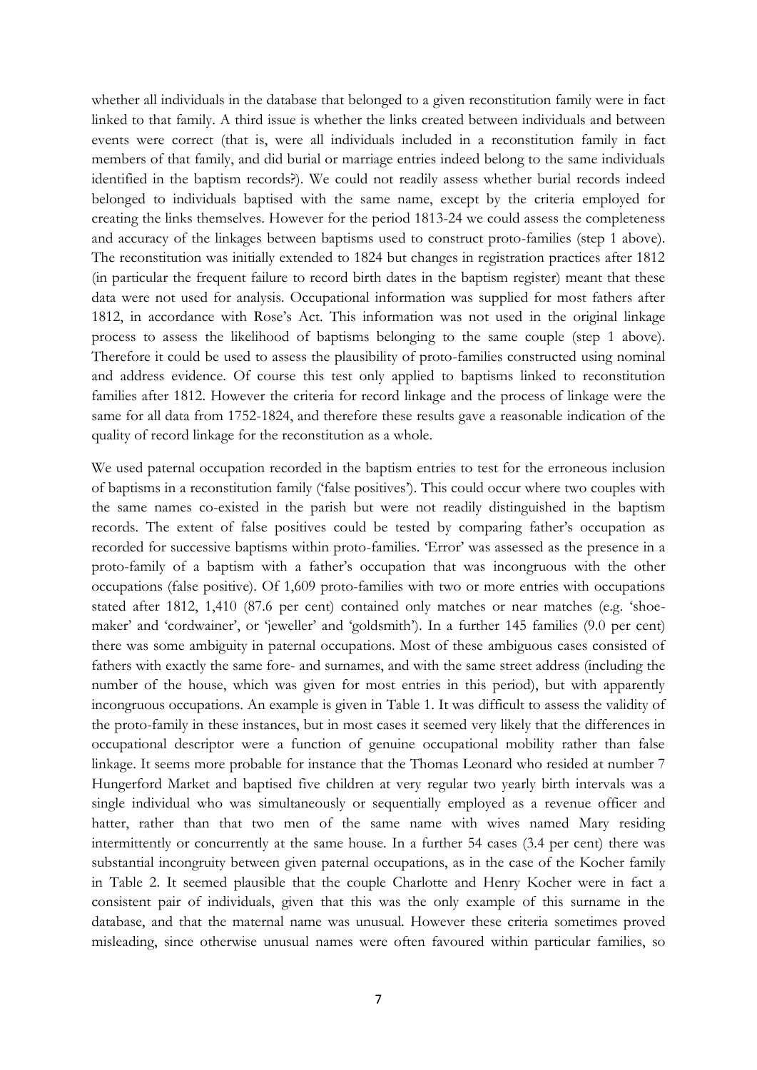whether all individuals in the database that belonged to a given reconstitution family were in fact linked to that family. A third issue is whether the links created between individuals and between events were correct (that is, were all individuals included in a reconstitution family in fact members of that family, and did burial or marriage entries indeed belong to the same individuals identified in the baptism records?). We could not readily assess whether burial records indeed belonged to individuals baptised with the same name, except by the criteria employed for creating the links themselves. However for the period 1813-24 we could assess the completeness and accuracy of the linkages between baptisms used to construct proto-families (step 1 above). The reconstitution was initially extended to 1824 but changes in registration practices after 1812 (in particular the frequent failure to record birth dates in the baptism register) meant that these data were not used for analysis. Occupational information was supplied for most fathers after 1812, in accordance with Rose's Act. This information was not used in the original linkage process to assess the likelihood of baptisms belonging to the same couple (step 1 above). Therefore it could be used to assess the plausibility of proto-families constructed using nominal and address evidence. Of course this test only applied to baptisms linked to reconstitution families after 1812. However the criteria for record linkage and the process of linkage were the same for all data from 1752-1824, and therefore these results gave a reasonable indication of the quality of record linkage for the reconstitution as a whole.

We used paternal occupation recorded in the baptism entries to test for the erroneous inclusion of baptisms in a reconstitution family ('false positives'). This could occur where two couples with the same names co-existed in the parish but were not readily distinguished in the baptism records. The extent of false positives could be tested by comparing father's occupation as recorded for successive baptisms within proto-families. 'Error' was assessed as the presence in a proto-family of a baptism with a father's occupation that was incongruous with the other occupations (false positive). Of 1,609 proto-families with two or more entries with occupations stated after 1812, 1,410 (87.6 per cent) contained only matches or near matches (e.g. 'shoe-maker' and 'cordwainer', or 'jeweller' and 'goldsmith'). In a further 145 families (9.0 per cent) there was some ambiguity in paternal occupations. Most of these ambiguous cases consisted of fathers with exactly the same fore- and surnames, and with the same street address (including the number of the house, which was given for most entries in this period), but with apparently incongruous occupations. An example is given in Table 1. It was difficult to assess the validity of the proto-family in these instances, but in most cases it seemed very likely that the differences in occupational descriptor were a function of genuine occupational mobility rather than false linkage. It seems more probable for instance that the Thomas Leonard who resided at number 7 Hungerford Market and baptised five children at very regular two yearly birth intervals was a single individual who was simultaneously or sequentially employed as a revenue officer and hatter, rather than that two men of the same name with wives named Mary residing intermittently or concurrently at the same house. In a further 54 cases (3.4 per cent) there was substantial incongruity between given paternal occupations, as in the case of the Kocher family in Table 2. It seemed plausible that the couple Charlotte and Henry Kocher were in fact a consistent pair of individuals, given that this was the only example of this surname in the database, and that the maternal name was unusual. However these criteria sometimes proved misleading, since otherwise unusual names were often favoured within particular families, so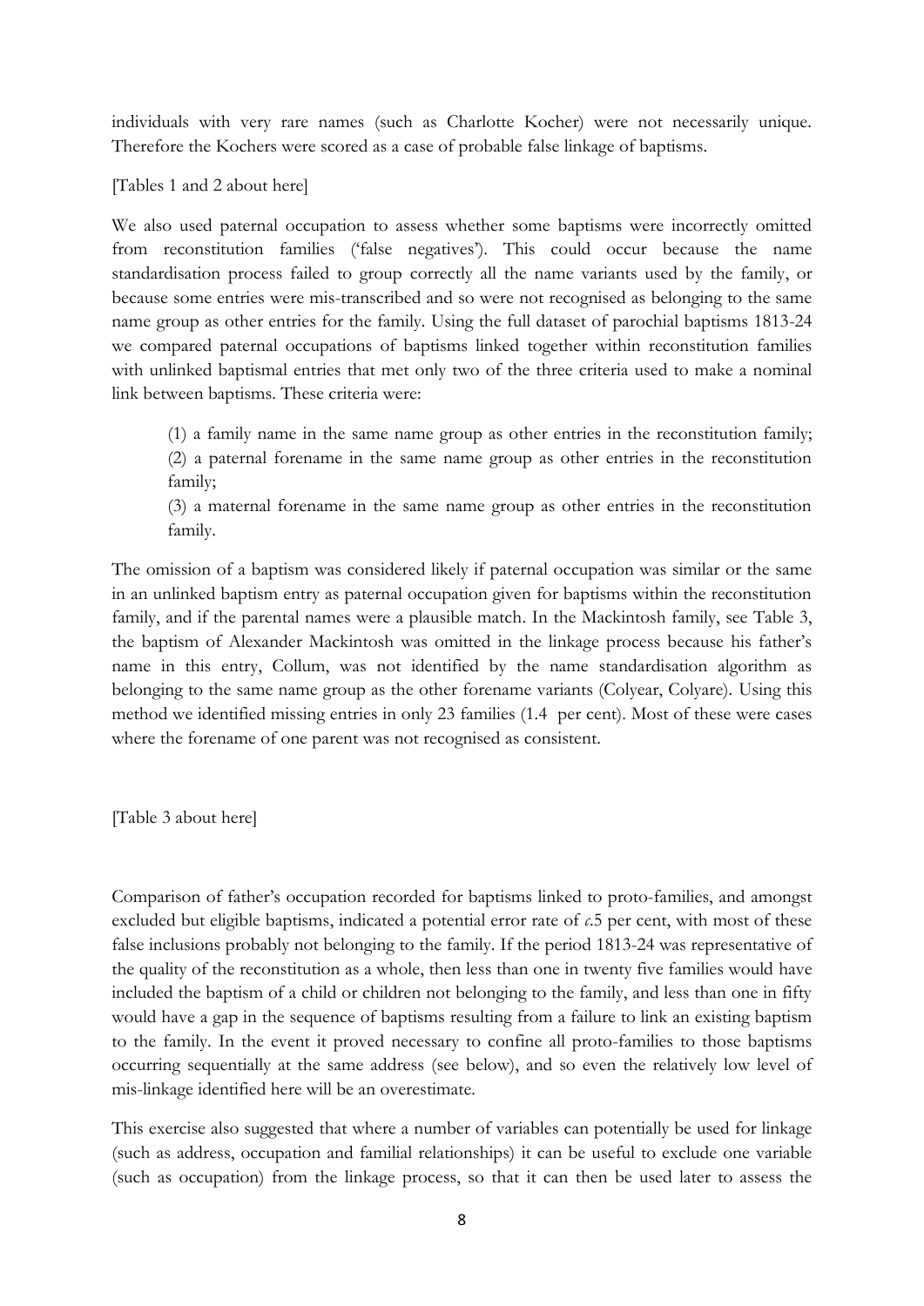individuals with very rare names (such as Charlotte Kocher) were not necessarily unique. Therefore the Kochers were scored as a case of probable false linkage of baptisms.

[Tables 1 and 2 about here]

We also used paternal occupation to assess whether some baptisms were incorrectly omitted from reconstitution families ('false negatives'). This could occur because the name standardisation process failed to group correctly all the name variants used by the family, or because some entries were mis-transcribed and so were not recognised as belonging to the same name group as other entries for the family. Using the full dataset of parochial baptisms 1813-24 we compared paternal occupations of baptisms linked together within reconstitution families with unlinked baptismal entries that met only two of the three criteria used to make a nominal link between baptisms. These criteria were:

> (1) a family name in the same name group as other entries in the reconstitution family;
> (2) a paternal forename in the same name group as other entries in the reconstitution family;
> (3) a maternal forename in the same name group as other entries in the reconstitution family.

The omission of a baptism was considered likely if paternal occupation was similar or the same in an unlinked baptism entry as paternal occupation given for baptisms within the reconstitution family, and if the parental names were a plausible match. In the Mackintosh family, see Table 3, the baptism of Alexander Mackintosh was omitted in the linkage process because his father's name in this entry, Collum, was not identified by the name standardisation algorithm as belonging to the same name group as the other forename variants (Colyear, Colyare). Using this method we identified missing entries in only 23 families (1.4 per cent). Most of these were cases where the forename of one parent was not recognised as consistent.

[Table 3 about here]

Comparison of father's occupation recorded for baptisms linked to proto-families, and amongst excluded but eligible baptisms, indicated a potential error rate of *c.*5 per cent, with most of these false inclusions probably not belonging to the family. If the period 1813-24 was representative of the quality of the reconstitution as a whole, then less than one in twenty five families would have included the baptism of a child or children not belonging to the family, and less than one in fifty would have a gap in the sequence of baptisms resulting from a failure to link an existing baptism to the family. In the event it proved necessary to confine all proto-families to those baptisms occurring sequentially at the same address (see below), and so even the relatively low level of mis-linkage identified here will be an overestimate.

This exercise also suggested that where a number of variables can potentially be used for linkage (such as address, occupation and familial relationships) it can be useful to exclude one variable (such as occupation) from the linkage process, so that it can then be used later to assess the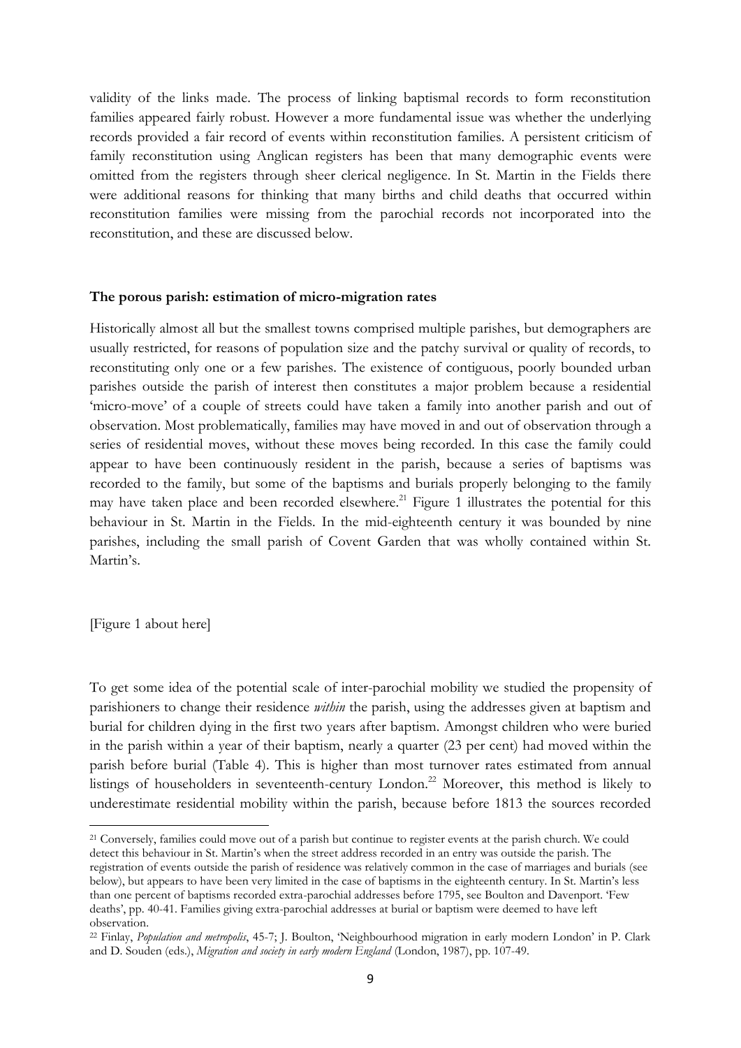validity of the links made. The process of linking baptismal records to form reconstitution families appeared fairly robust. However a more fundamental issue was whether the underlying records provided a fair record of events within reconstitution families. A persistent criticism of family reconstitution using Anglican registers has been that many demographic events were omitted from the registers through sheer clerical negligence. In St. Martin in the Fields there were additional reasons for thinking that many births and child deaths that occurred within reconstitution families were missing from the parochial records not incorporated into the reconstitution, and these are discussed below.

### The porous parish: estimation of micro-migration rates

Historically almost all but the smallest towns comprised multiple parishes, but demographers are usually restricted, for reasons of population size and the patchy survival or quality of records, to reconstituting only one or a few parishes. The existence of contiguous, poorly bounded urban parishes outside the parish of interest then constitutes a major problem because a residential 'micro-move' of a couple of streets could have taken a family into another parish and out of observation. Most problematically, families may have moved in and out of observation through a series of residential moves, without these moves being recorded. In this case the family could appear to have been continuously resident in the parish, because a series of baptisms was recorded to the family, but some of the baptisms and burials properly belonging to the family may have taken place and been recorded elsewhere.[21] Figure 1 illustrates the potential for this behaviour in St. Martin in the Fields. In the mid-eighteenth century it was bounded by nine parishes, including the small parish of Covent Garden that was wholly contained within St. Martin's.

[Figure 1 about here]

To get some idea of the potential scale of inter-parochial mobility we studied the propensity of parishioners to change their residence *within* the parish, using the addresses given at baptism and burial for children dying in the first two years after baptism. Amongst children who were buried in the parish within a year of their baptism, nearly a quarter (23 per cent) had moved within the parish before burial (Table 4). This is higher than most turnover rates estimated from annual listings of householders in seventeenth-century London.[22] Moreover, this method is likely to underestimate residential mobility within the parish, because before 1813 the sources recorded

---

[21] Conversely, families could move out of a parish but continue to register events at the parish church. We could detect this behaviour in St. Martin's when the street address recorded in an entry was outside the parish. The registration of events outside the parish of residence was relatively common in the case of marriages and burials (see below), but appears to have been very limited in the case of baptisms in the eighteenth century. In St. Martin's less than one percent of baptisms recorded extra-parochial addresses before 1795, see Boulton and Davenport. 'Few deaths', pp. 40-41. Families giving extra-parochial addresses at burial or baptism were deemed to have left observation.

[22] Finlay, *Population and metropolis*, 45-7; J. Boulton, 'Neighbourhood migration in early modern London' in P. Clark and D. Souden (eds.), *Migration and society in early modern England* (London, 1987), pp. 107-49.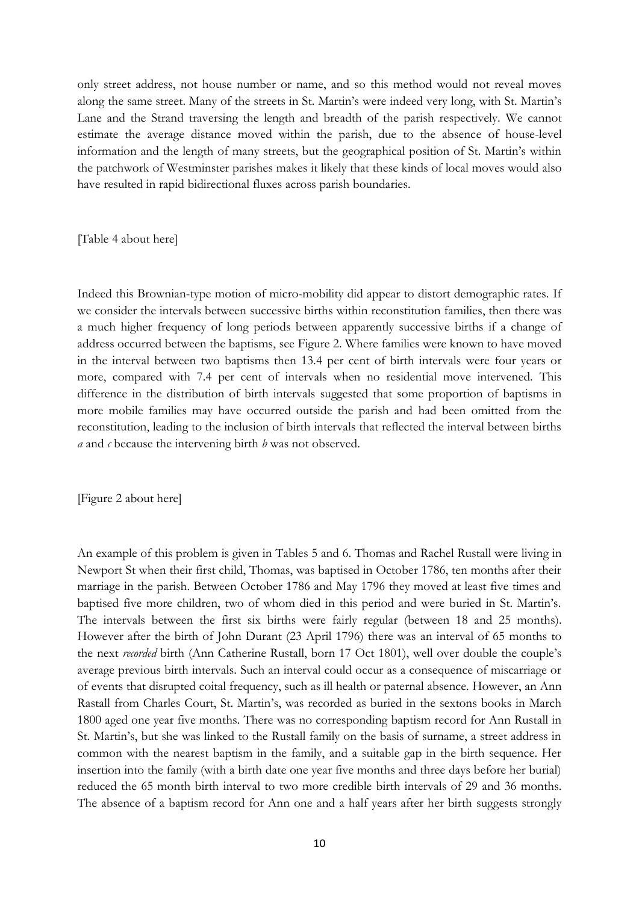only street address, not house number or name, and so this method would not reveal moves along the same street. Many of the streets in St. Martin's were indeed very long, with St. Martin's Lane and the Strand traversing the length and breadth of the parish respectively. We cannot estimate the average distance moved within the parish, due to the absence of house-level information and the length of many streets, but the geographical position of St. Martin's within the patchwork of Westminster parishes makes it likely that these kinds of local moves would also have resulted in rapid bidirectional fluxes across parish boundaries.

[Table 4 about here]

Indeed this Brownian-type motion of micro-mobility did appear to distort demographic rates. If we consider the intervals between successive births within reconstitution families, then there was a much higher frequency of long periods between apparently successive births if a change of address occurred between the baptisms, see Figure 2. Where families were known to have moved in the interval between two baptisms then 13.4 per cent of birth intervals were four years or more, compared with 7.4 per cent of intervals when no residential move intervened. This difference in the distribution of birth intervals suggested that some proportion of baptisms in more mobile families may have occurred outside the parish and had been omitted from the reconstitution, leading to the inclusion of birth intervals that reflected the interval between births *a* and *c* because the intervening birth *b* was not observed.

[Figure 2 about here]

An example of this problem is given in Tables 5 and 6. Thomas and Rachel Rustall were living in Newport St when their first child, Thomas, was baptised in October 1786, ten months after their marriage in the parish. Between October 1786 and May 1796 they moved at least five times and baptised five more children, two of whom died in this period and were buried in St. Martin's. The intervals between the first six births were fairly regular (between 18 and 25 months). However after the birth of John Durant (23 April 1796) there was an interval of 65 months to the next *recorded* birth (Ann Catherine Rustall, born 17 Oct 1801), well over double the couple's average previous birth intervals. Such an interval could occur as a consequence of miscarriage or of events that disrupted coital frequency, such as ill health or paternal absence. However, an Ann Rastall from Charles Court, St. Martin's, was recorded as buried in the sextons books in March 1800 aged one year five months. There was no corresponding baptism record for Ann Rustall in St. Martin's, but she was linked to the Rustall family on the basis of surname, a street address in common with the nearest baptism in the family, and a suitable gap in the birth sequence. Her insertion into the family (with a birth date one year five months and three days before her burial) reduced the 65 month birth interval to two more credible birth intervals of 29 and 36 months. The absence of a baptism record for Ann one and a half years after her birth suggests strongly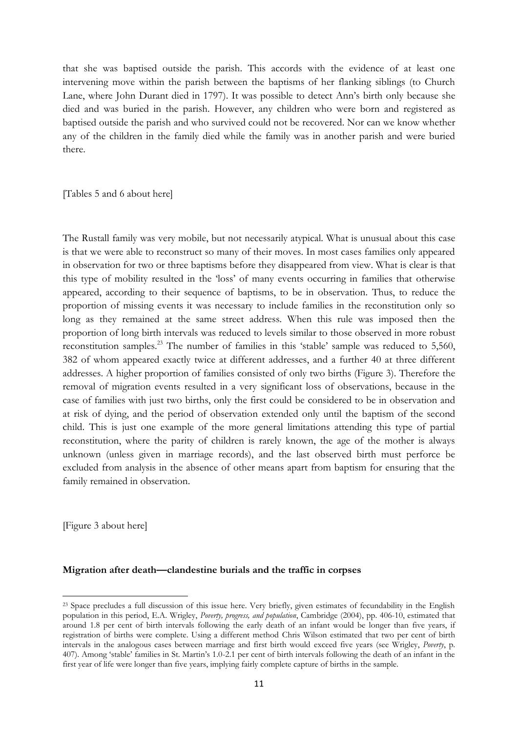that she was baptised outside the parish. This accords with the evidence of at least one intervening move within the parish between the baptisms of her flanking siblings (to Church Lane, where John Durant died in 1797). It was possible to detect Ann's birth only because she died and was buried in the parish. However, any children who were born and registered as baptised outside the parish and who survived could not be recovered. Nor can we know whether any of the children in the family died while the family was in another parish and were buried there.

[Tables 5 and 6 about here]

The Rustall family was very mobile, but not necessarily atypical. What is unusual about this case is that we were able to reconstruct so many of their moves. In most cases families only appeared in observation for two or three baptisms before they disappeared from view. What is clear is that this type of mobility resulted in the 'loss' of many events occurring in families that otherwise appeared, according to their sequence of baptisms, to be in observation. Thus, to reduce the proportion of missing events it was necessary to include families in the reconstitution only so long as they remained at the same street address. When this rule was imposed then the proportion of long birth intervals was reduced to levels similar to those observed in more robust reconstitution samples.[23] The number of families in this 'stable' sample was reduced to 5,560, 382 of whom appeared exactly twice at different addresses, and a further 40 at three different addresses. A higher proportion of families consisted of only two births (Figure 3). Therefore the removal of migration events resulted in a very significant loss of observations, because in the case of families with just two births, only the first could be considered to be in observation and at risk of dying, and the period of observation extended only until the baptism of the second child. This is just one example of the more general limitations attending this type of partial reconstitution, where the parity of children is rarely known, the age of the mother is always unknown (unless given in marriage records), and the last observed birth must perforce be excluded from analysis in the absence of other means apart from baptism for ensuring that the family remained in observation.

[Figure 3 about here]

**Migration after death—clandestine burials and the traffic in corpses**

[23] Space precludes a full discussion of this issue here. Very briefly, given estimates of fecundability in the English population in this period, E.A. Wrigley, *Poverty, progress, and population*, Cambridge (2004), pp. 406-10, estimated that around 1.8 per cent of birth intervals following the early death of an infant would be longer than five years, if registration of births were complete. Using a different method Chris Wilson estimated that two per cent of birth intervals in the analogous cases between marriage and first birth would exceed five years (see Wrigley, *Poverty*, p. 407). Among 'stable' families in St. Martin's 1.0-2.1 per cent of birth intervals following the death of an infant in the first year of life were longer than five years, implying fairly complete capture of births in the sample.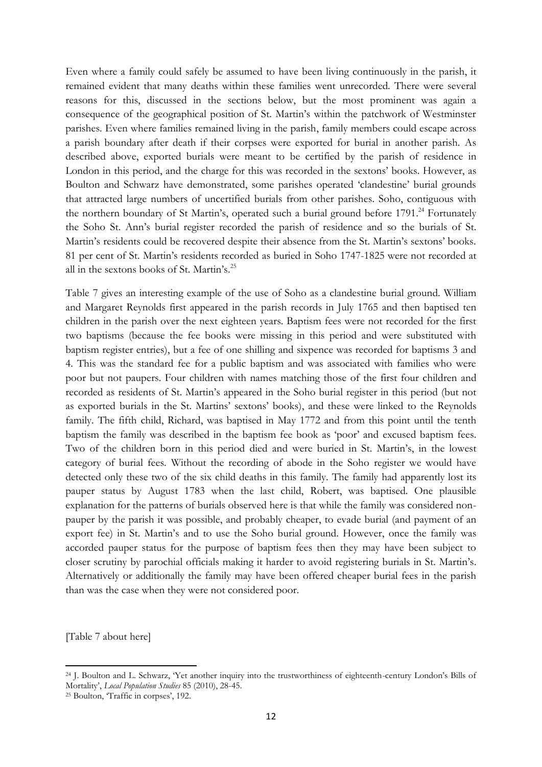Even where a family could safely be assumed to have been living continuously in the parish, it remained evident that many deaths within these families went unrecorded. There were several reasons for this, discussed in the sections below, but the most prominent was again a consequence of the geographical position of St. Martin's within the patchwork of Westminster parishes. Even where families remained living in the parish, family members could escape across a parish boundary after death if their corpses were exported for burial in another parish. As described above, exported burials were meant to be certified by the parish of residence in London in this period, and the charge for this was recorded in the sextons' books. However, as Boulton and Schwarz have demonstrated, some parishes operated 'clandestine' burial grounds that attracted large numbers of uncertified burials from other parishes. Soho, contiguous with the northern boundary of St Martin's, operated such a burial ground before 1791.[24] Fortunately the Soho St. Ann's burial register recorded the parish of residence and so the burials of St. Martin's residents could be recovered despite their absence from the St. Martin's sextons' books. 81 per cent of St. Martin's residents recorded as buried in Soho 1747-1825 were not recorded at all in the sextons books of St. Martin's.[25]

Table 7 gives an interesting example of the use of Soho as a clandestine burial ground. William and Margaret Reynolds first appeared in the parish records in July 1765 and then baptised ten children in the parish over the next eighteen years. Baptism fees were not recorded for the first two baptisms (because the fee books were missing in this period and were substituted with baptism register entries), but a fee of one shilling and sixpence was recorded for baptisms 3 and 4. This was the standard fee for a public baptism and was associated with families who were poor but not paupers. Four children with names matching those of the first four children and recorded as residents of St. Martin's appeared in the Soho burial register in this period (but not as exported burials in the St. Martins' sextons' books), and these were linked to the Reynolds family. The fifth child, Richard, was baptised in May 1772 and from this point until the tenth baptism the family was described in the baptism fee book as 'poor' and excused baptism fees. Two of the children born in this period died and were buried in St. Martin's, in the lowest category of burial fees. Without the recording of abode in the Soho register we would have detected only these two of the six child deaths in this family. The family had apparently lost its pauper status by August 1783 when the last child, Robert, was baptised. One plausible explanation for the patterns of burials observed here is that while the family was considered non-pauper by the parish it was possible, and probably cheaper, to evade burial (and payment of an export fee) in St. Martin's and to use the Soho burial ground. However, once the family was accorded pauper status for the purpose of baptism fees then they may have been subject to closer scrutiny by parochial officials making it harder to avoid registering burials in St. Martin's. Alternatively or additionally the family may have been offered cheaper burial fees in the parish than was the case when they were not considered poor.

[Table 7 about here]

[24] J. Boulton and L. Schwarz, 'Yet another inquiry into the trustworthiness of eighteenth-century London's Bills of Mortality', *Local Population Studies* 85 (2010), 28-45.

[25] Boulton, 'Traffic in corpses', 192.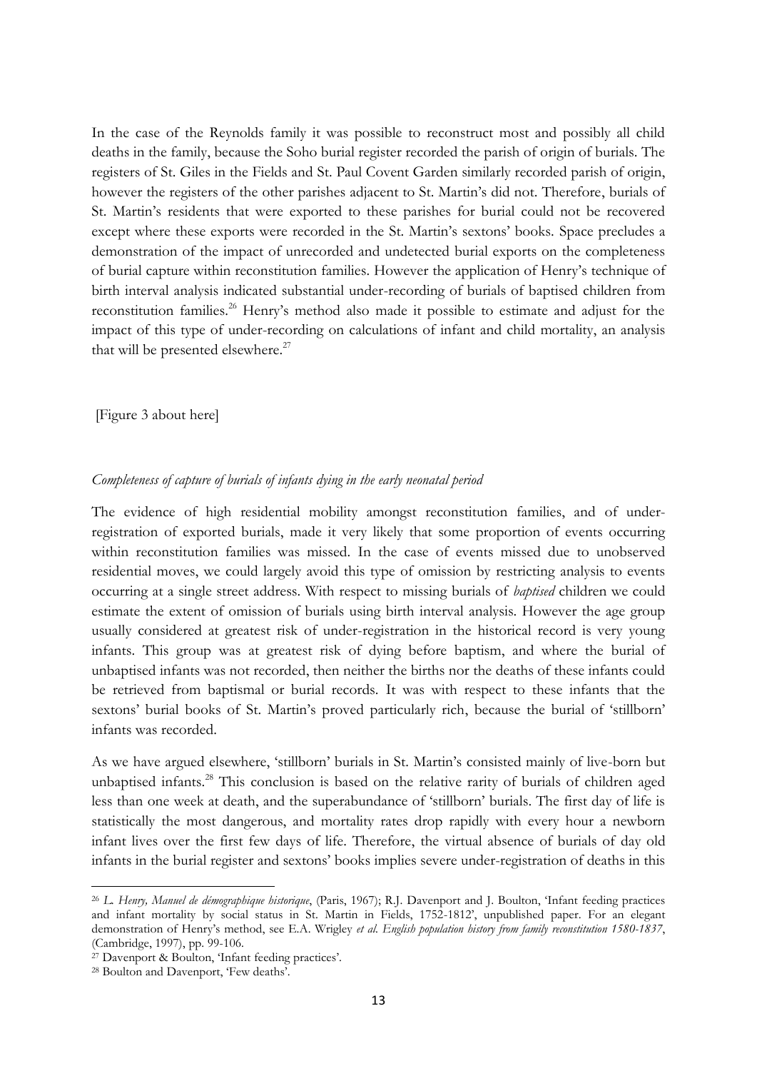In the case of the Reynolds family it was possible to reconstruct most and possibly all child deaths in the family, because the Soho burial register recorded the parish of origin of burials. The registers of St. Giles in the Fields and St. Paul Covent Garden similarly recorded parish of origin, however the registers of the other parishes adjacent to St. Martin's did not. Therefore, burials of St. Martin's residents that were exported to these parishes for burial could not be recovered except where these exports were recorded in the St. Martin's sextons' books. Space precludes a demonstration of the impact of unrecorded and undetected burial exports on the completeness of burial capture within reconstitution families. However the application of Henry's technique of birth interval analysis indicated substantial under-recording of burials of baptised children from reconstitution families.[26] Henry's method also made it possible to estimate and adjust for the impact of this type of under-recording on calculations of infant and child mortality, an analysis that will be presented elsewhere.[27]

[Figure 3 about here]

*Completeness of capture of burials of infants dying in the early neonatal period*

The evidence of high residential mobility amongst reconstitution families, and of under-registration of exported burials, made it very likely that some proportion of events occurring within reconstitution families was missed. In the case of events missed due to unobserved residential moves, we could largely avoid this type of omission by restricting analysis to events occurring at a single street address. With respect to missing burials of *baptised* children we could estimate the extent of omission of burials using birth interval analysis. However the age group usually considered at greatest risk of under-registration in the historical record is very young infants. This group was at greatest risk of dying before baptism, and where the burial of unbaptised infants was not recorded, then neither the births nor the deaths of these infants could be retrieved from baptismal or burial records. It was with respect to these infants that the sextons' burial books of St. Martin's proved particularly rich, because the burial of 'stillborn' infants was recorded.

As we have argued elsewhere, 'stillborn' burials in St. Martin's consisted mainly of live-born but unbaptised infants.[28] This conclusion is based on the relative rarity of burials of children aged less than one week at death, and the superabundance of 'stillborn' burials. The first day of life is statistically the most dangerous, and mortality rates drop rapidly with every hour a newborn infant lives over the first few days of life. Therefore, the virtual absence of burials of day old infants in the burial register and sextons' books implies severe under-registration of deaths in this

---

[26] *L. Henry, Manuel de démographique historique*, (Paris, 1967); R.J. Davenport and J. Boulton, 'Infant feeding practices and infant mortality by social status in St. Martin in Fields, 1752-1812', unpublished paper. For an elegant demonstration of Henry's method, see E.A. Wrigley *et al. English population history from family reconstitution 1580-1837*, (Cambridge, 1997), pp. 99-106.

[27] Davenport & Boulton, 'Infant feeding practices'.

[28] Boulton and Davenport, 'Few deaths'.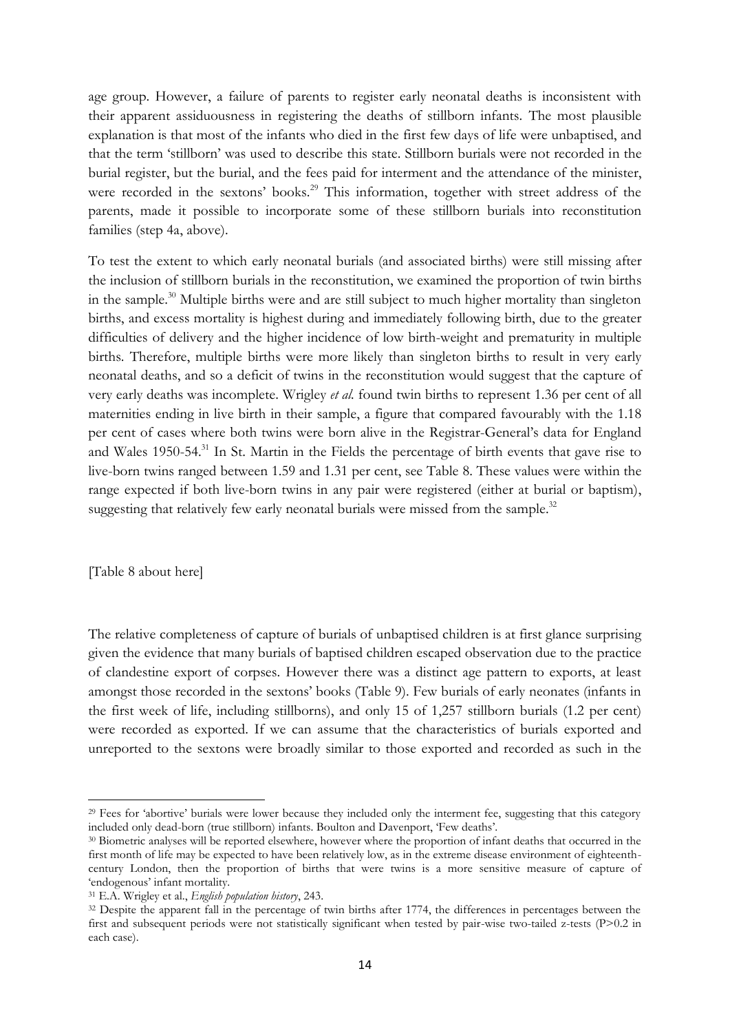age group. However, a failure of parents to register early neonatal deaths is inconsistent with their apparent assiduousness in registering the deaths of stillborn infants. The most plausible explanation is that most of the infants who died in the first few days of life were unbaptised, and that the term 'stillborn' was used to describe this state. Stillborn burials were not recorded in the burial register, but the burial, and the fees paid for interment and the attendance of the minister, were recorded in the sextons' books.[29] This information, together with street address of the parents, made it possible to incorporate some of these stillborn burials into reconstitution families (step 4a, above).

To test the extent to which early neonatal burials (and associated births) were still missing after the inclusion of stillborn burials in the reconstitution, we examined the proportion of twin births in the sample.[30] Multiple births were and are still subject to much higher mortality than singleton births, and excess mortality is highest during and immediately following birth, due to the greater difficulties of delivery and the higher incidence of low birth-weight and prematurity in multiple births. Therefore, multiple births were more likely than singleton births to result in very early neonatal deaths, and so a deficit of twins in the reconstitution would suggest that the capture of very early deaths was incomplete. Wrigley *et al.* found twin births to represent 1.36 per cent of all maternities ending in live birth in their sample, a figure that compared favourably with the 1.18 per cent of cases where both twins were born alive in the Registrar-General's data for England and Wales 1950-54.[31] In St. Martin in the Fields the percentage of birth events that gave rise to live-born twins ranged between 1.59 and 1.31 per cent, see Table 8. These values were within the range expected if both live-born twins in any pair were registered (either at burial or baptism), suggesting that relatively few early neonatal burials were missed from the sample.[32]

[Table 8 about here]

The relative completeness of capture of burials of unbaptised children is at first glance surprising given the evidence that many burials of baptised children escaped observation due to the practice of clandestine export of corpses. However there was a distinct age pattern to exports, at least amongst those recorded in the sextons' books (Table 9). Few burials of early neonates (infants in the first week of life, including stillborns), and only 15 of 1,257 stillborn burials (1.2 per cent) were recorded as exported. If we can assume that the characteristics of burials exported and unreported to the sextons were broadly similar to those exported and recorded as such in the

[29] Fees for 'abortive' burials were lower because they included only the interment fee, suggesting that this category included only dead-born (true stillborn) infants. Boulton and Davenport, 'Few deaths'.

[30] Biometric analyses will be reported elsewhere, however where the proportion of infant deaths that occurred in the first month of life may be expected to have been relatively low, as in the extreme disease environment of eighteenth-century London, then the proportion of births that were twins is a more sensitive measure of capture of 'endogenous' infant mortality.

[31] E.A. Wrigley et al., *English population history*, 243.

[32] Despite the apparent fall in the percentage of twin births after 1774, the differences in percentages between the first and subsequent periods were not statistically significant when tested by pair-wise two-tailed z-tests ($P>0.2$ in each case).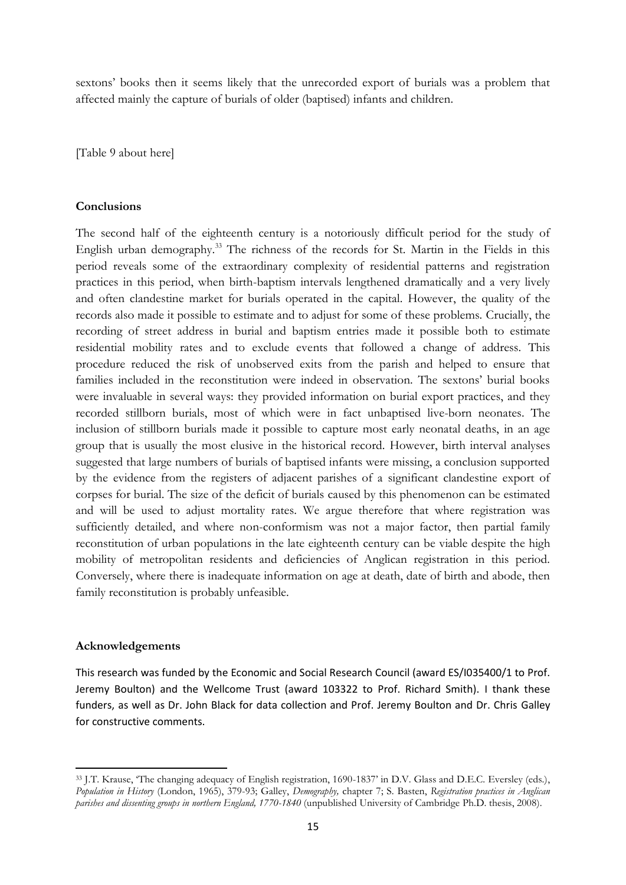sextons' books then it seems likely that the unrecorded export of burials was a problem that affected mainly the capture of burials of older (baptised) infants and children.

[Table 9 about here]

**Conclusions**

The second half of the eighteenth century is a notoriously difficult period for the study of English urban demography.[33] The richness of the records for St. Martin in the Fields in this period reveals some of the extraordinary complexity of residential patterns and registration practices in this period, when birth-baptism intervals lengthened dramatically and a very lively and often clandestine market for burials operated in the capital. However, the quality of the records also made it possible to estimate and to adjust for some of these problems. Crucially, the recording of street address in burial and baptism entries made it possible both to estimate residential mobility rates and to exclude events that followed a change of address. This procedure reduced the risk of unobserved exits from the parish and helped to ensure that families included in the reconstitution were indeed in observation. The sextons' burial books were invaluable in several ways: they provided information on burial export practices, and they recorded stillborn burials, most of which were in fact unbaptised live-born neonates. The inclusion of stillborn burials made it possible to capture most early neonatal deaths, in an age group that is usually the most elusive in the historical record. However, birth interval analyses suggested that large numbers of burials of baptised infants were missing, a conclusion supported by the evidence from the registers of adjacent parishes of a significant clandestine export of corpses for burial. The size of the deficit of burials caused by this phenomenon can be estimated and will be used to adjust mortality rates. We argue therefore that where registration was sufficiently detailed, and where non-conformism was not a major factor, then partial family reconstitution of urban populations in the late eighteenth century can be viable despite the high mobility of metropolitan residents and deficiencies of Anglican registration in this period. Conversely, where there is inadequate information on age at death, date of birth and abode, then family reconstitution is probably unfeasible.

**Acknowledgements**

This research was funded by the Economic and Social Research Council (award ES/I035400/1 to Prof. Jeremy Boulton) and the Wellcome Trust (award 103322 to Prof. Richard Smith). I thank these funders, as well as Dr. John Black for data collection and Prof. Jeremy Boulton and Dr. Chris Galley for constructive comments.

[33] J.T. Krause, 'The changing adequacy of English registration, 1690-1837' in D.V. Glass and D.E.C. Eversley (eds.), *Population in History* (London, 1965), 379-93; Galley, *Demography,* chapter 7; S. Basten, *Registration practices in Anglican parishes and dissenting groups in northern England, 1770-1840* (unpublished University of Cambridge Ph.D. thesis, 2008).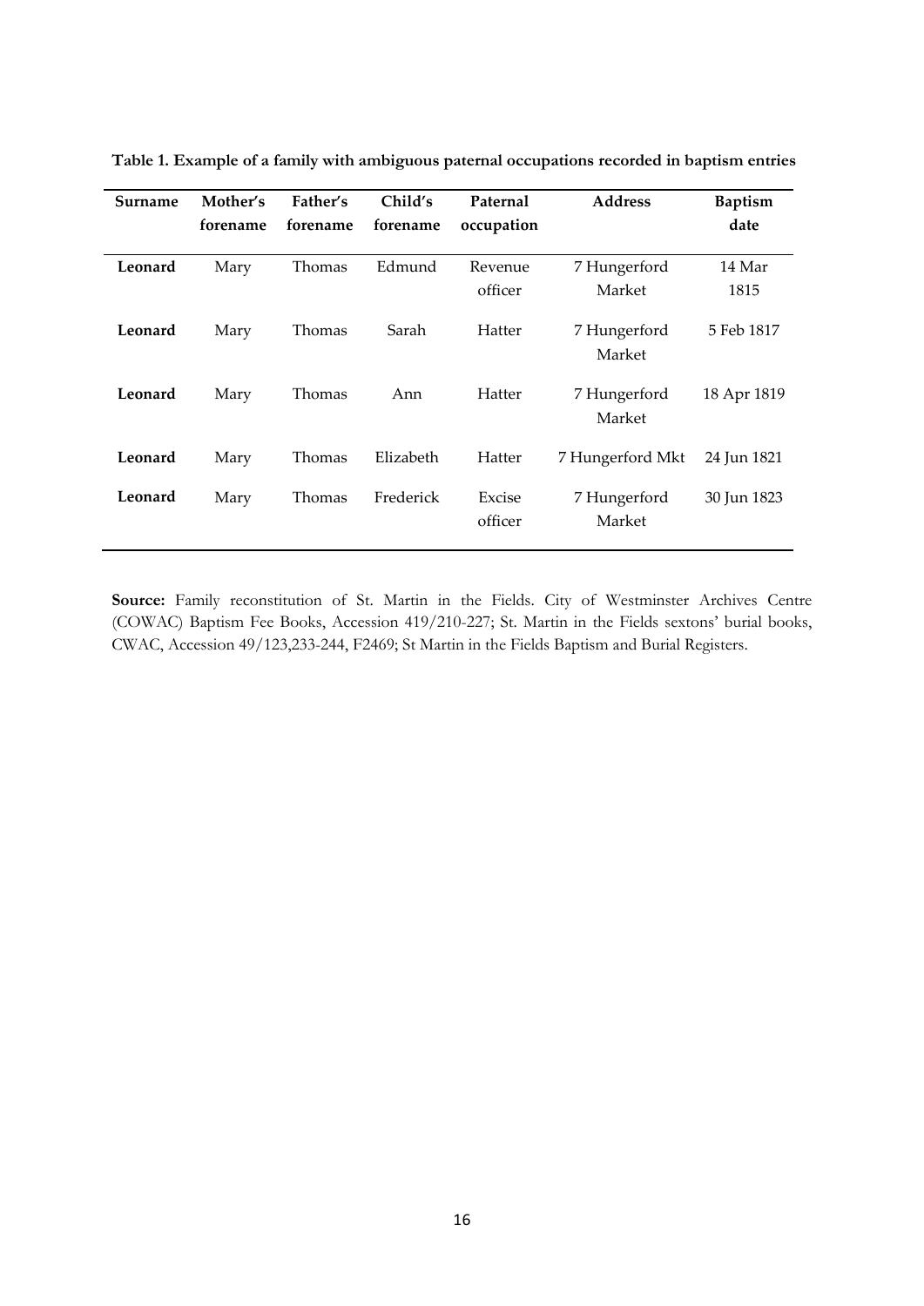**Table 1. Example of a family with ambiguous paternal occupations recorded in baptism entries**

| Surname | Mother's forename | Father's forename | Child's forename | Paternal occupation | Address | Baptism date |
|---|---|---|---|---|---|---|
| **Leonard** | Mary | Thomas | Edmund | Revenue officer | 7 Hungerford Market | 14 Mar 1815 |
| **Leonard** | Mary | Thomas | Sarah | Hatter | 7 Hungerford Market | 5 Feb 1817 |
| **Leonard** | Mary | Thomas | Ann | Hatter | 7 Hungerford Market | 18 Apr 1819 |
| **Leonard** | Mary | Thomas | Elizabeth | Hatter | 7 Hungerford Mkt | 24 Jun 1821 |
| **Leonard** | Mary | Thomas | Frederick | Excise officer | 7 Hungerford Market | 30 Jun 1823 |

**Source:** Family reconstitution of St. Martin in the Fields. City of Westminster Archives Centre (COWAC) Baptism Fee Books, Accession 419/210-227; St. Martin in the Fields sextons' burial books, CWAC, Accession 49/123,233-244, F2469; St Martin in the Fields Baptism and Burial Registers.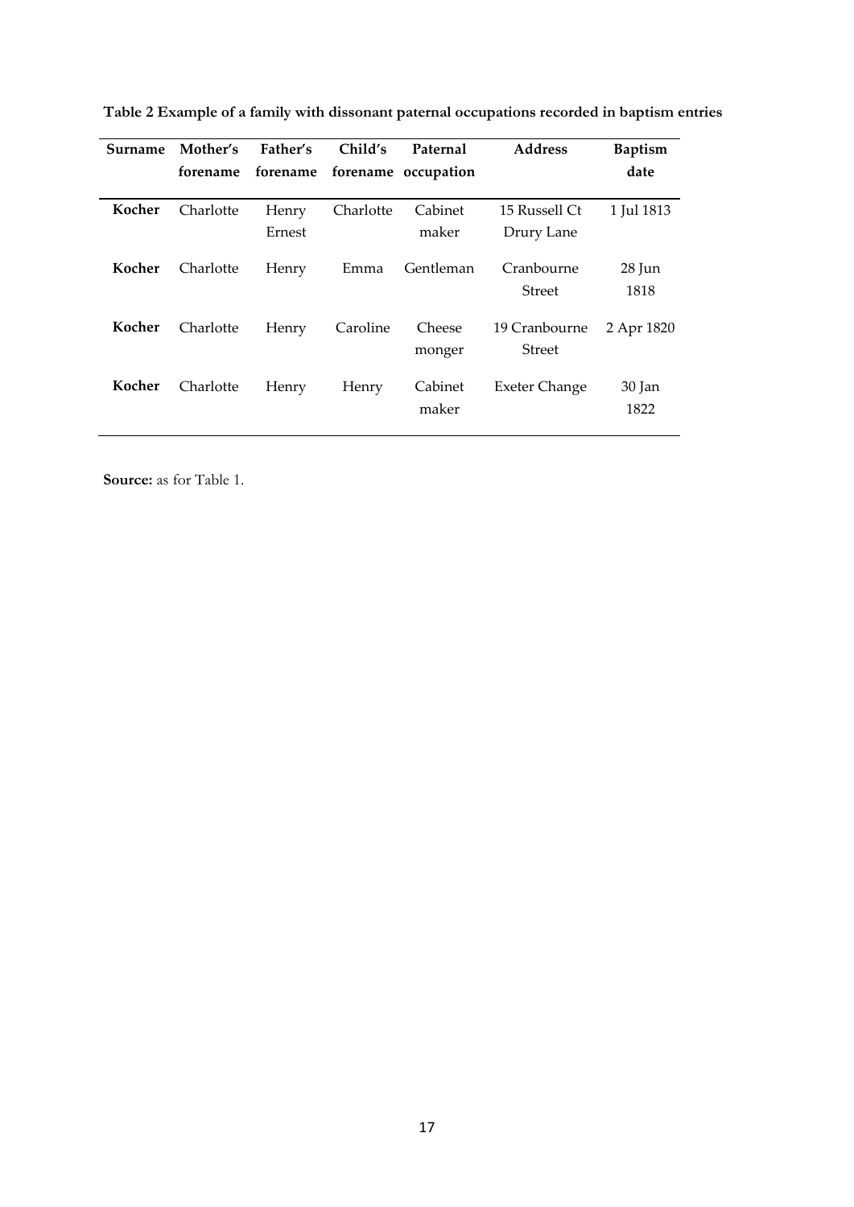**Table 2 Example of a family with dissonant paternal occupations recorded in baptism entries**

| Surname | Mother's forename | Father's forename | Child's forename | Paternal occupation | Address | Baptism date |
|---|---|---|---|---|---|---|
| **Kocher** | Charlotte | Henry Ernest | Charlotte | Cabinet maker | 15 Russell Ct Drury Lane | 1 Jul 1813 |
| **Kocher** | Charlotte | Henry | Emma | Gentleman | Cranbourne Street | 28 Jun 1818 |
| **Kocher** | Charlotte | Henry | Caroline | Cheese monger | 19 Cranbourne Street | 2 Apr 1820 |
| **Kocher** | Charlotte | Henry | Henry | Cabinet maker | Exeter Change | 30 Jan 1822 |

**Source:** as for Table 1.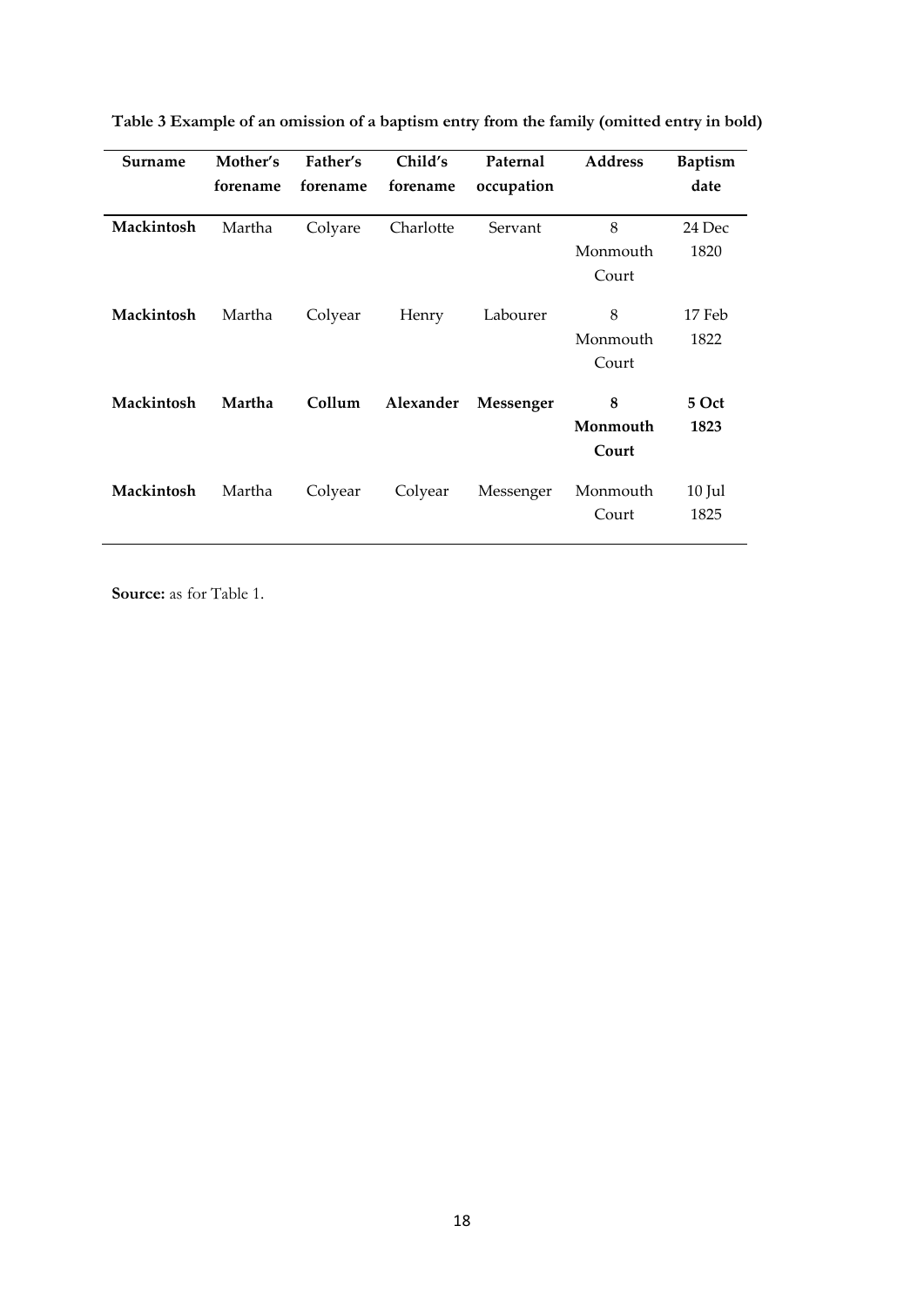**Table 3 Example of an omission of a baptism entry from the family (omitted entry in bold)**

| Surname | Mother's forename | Father's forename | Child's forename | Paternal occupation | Address | Baptism date |
|---|---|---|---|---|---|---|
| **Mackintosh** | Martha | Colyare | Charlotte | Servant | 8 Monmouth Court | 24 Dec 1820 |
| **Mackintosh** | Martha | Colyear | Henry | Labourer | 8 Monmouth Court | 17 Feb 1822 |
| **Mackintosh** | **Martha** | **Collum** | **Alexander** | **Messenger** | **8 Monmouth Court** | **5 Oct 1823** |
| **Mackintosh** | Martha | Colyear | Colyear | Messenger | Monmouth Court | 10 Jul 1825 |

**Source:** as for Table 1.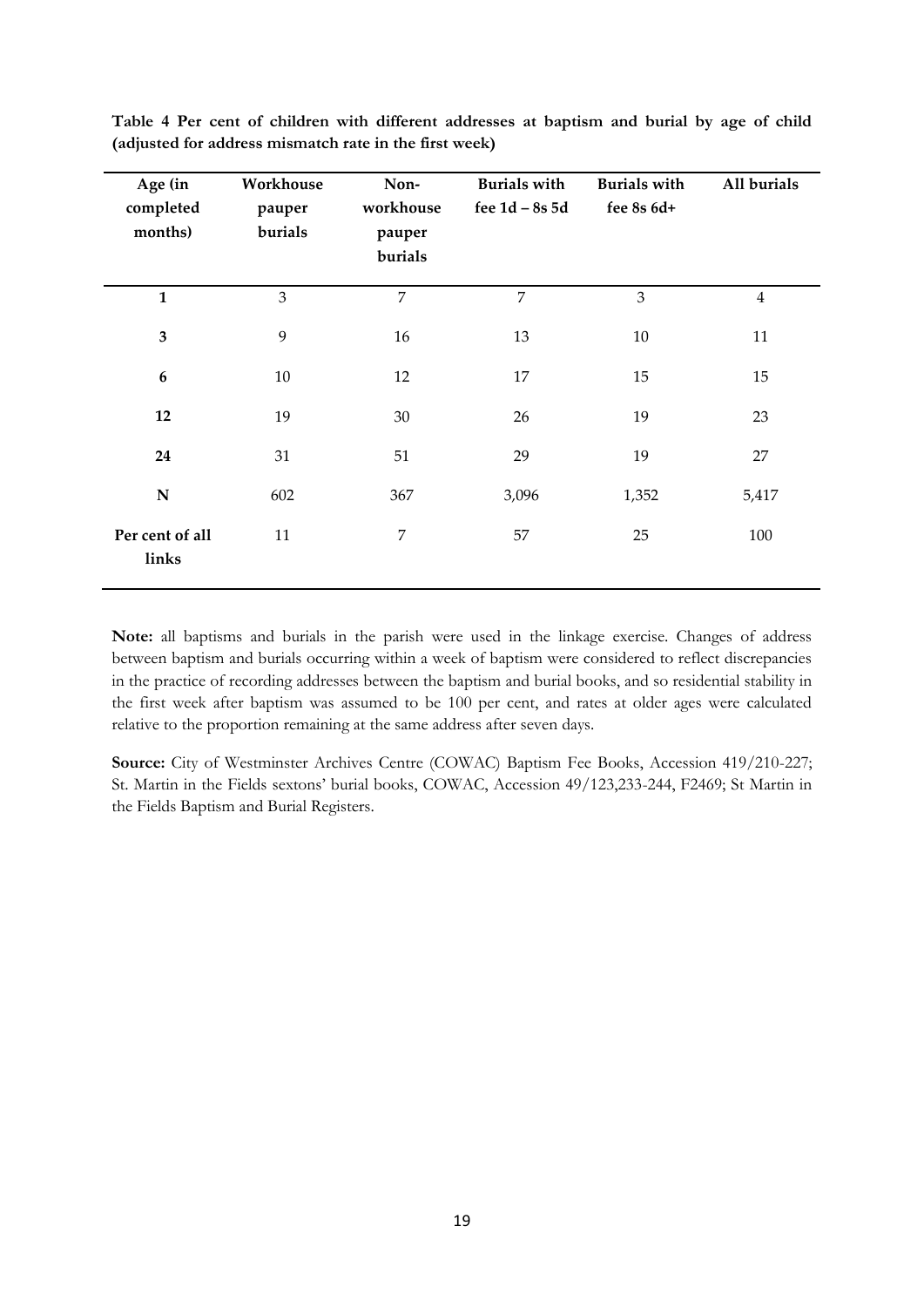**Table 4 Per cent of children with different addresses at baptism and burial by age of child (adjusted for address mismatch rate in the first week)**

| Age (in completed months) | Workhouse pauper burials | Non-workhouse pauper burials | Burials with fee 1d – 8s 5d | Burials with fee 8s 6d+ | All burials |
|---|---|---|---|---|---|
| **1** | 3 | 7 | 7 | 3 | 4 |
| **3** | 9 | 16 | 13 | 10 | 11 |
| **6** | 10 | 12 | 17 | 15 | 15 |
| **12** | 19 | 30 | 26 | 19 | 23 |
| **24** | 31 | 51 | 29 | 19 | 27 |
| **N** | 602 | 367 | 3,096 | 1,352 | 5,417 |
| **Per cent of all links** | 11 | 7 | 57 | 25 | 100 |

**Note:** all baptisms and burials in the parish were used in the linkage exercise. Changes of address between baptism and burials occurring within a week of baptism were considered to reflect discrepancies in the practice of recording addresses between the baptism and burial books, and so residential stability in the first week after baptism was assumed to be 100 per cent, and rates at older ages were calculated relative to the proportion remaining at the same address after seven days.

**Source:** City of Westminster Archives Centre (COWAC) Baptism Fee Books, Accession 419/210-227; St. Martin in the Fields sextons' burial books, COWAC, Accession 49/123,233-244, F2469; St Martin in the Fields Baptism and Burial Registers.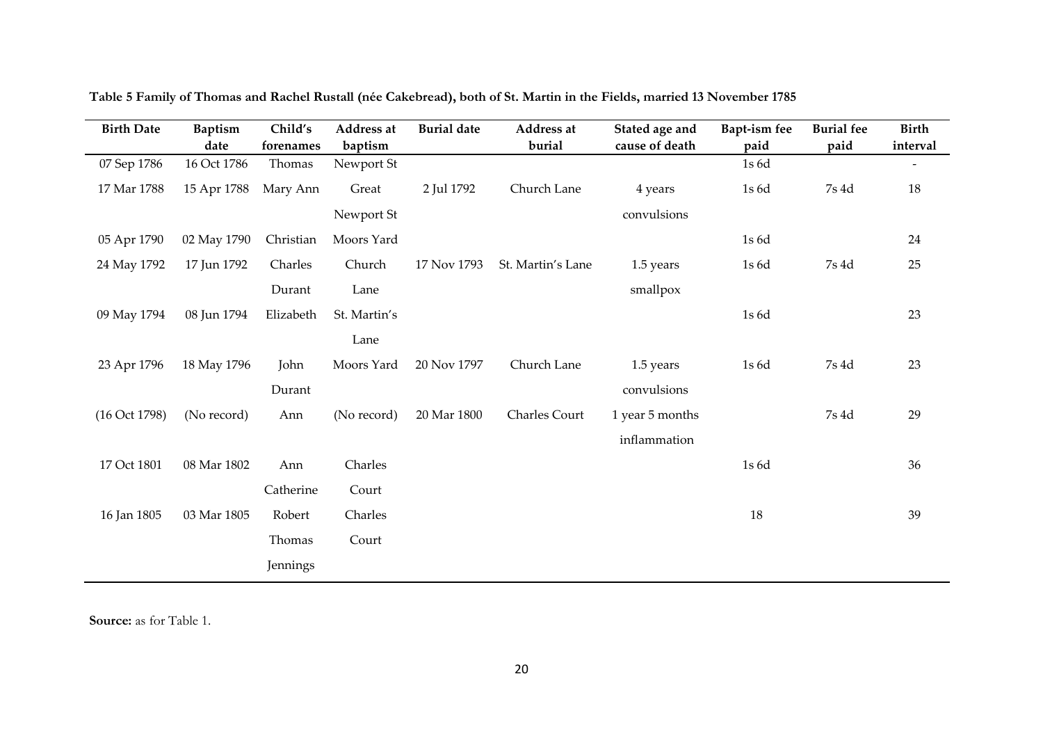**Table 5 Family of Thomas and Rachel Rustall (née Cakebread), both of St. Martin in the Fields, married 13 November 1785**

| Birth Date | Baptism date | Child's forenames | Address at baptism | Burial date | Address at burial | Stated age and cause of death | Bapt-ism fee paid | Burial fee paid | Birth interval |
|---|---|---|---|---|---|---|---|---|---|
| 07 Sep 1786 | 16 Oct 1786 | Thomas | Newport St | | | | 1s 6d | | - |
| 17 Mar 1788 | 15 Apr 1788 | Mary Ann | Great Newport St | 2 Jul 1792 | Church Lane | 4 years convulsions | 1s 6d | 7s 4d | 18 |
| 05 Apr 1790 | 02 May 1790 | Christian | Moors Yard | | | | 1s 6d | | 24 |
| 24 May 1792 | 17 Jun 1792 | Charles Durant | Church Lane | 17 Nov 1793 | St. Martin's Lane | 1.5 years smallpox | 1s 6d | 7s 4d | 25 |
| 09 May 1794 | 08 Jun 1794 | Elizabeth | St. Martin's Lane | | | | 1s 6d | | 23 |
| 23 Apr 1796 | 18 May 1796 | John Durant | Moors Yard | 20 Nov 1797 | Church Lane | 1.5 years convulsions | 1s 6d | 7s 4d | 23 |
| (16 Oct 1798) | (No record) | Ann | (No record) | 20 Mar 1800 | Charles Court | 1 year 5 months inflammation | | 7s 4d | 29 |
| 17 Oct 1801 | 08 Mar 1802 | Ann Catherine | Charles Court | | | | 1s 6d | | 36 |
| 16 Jan 1805 | 03 Mar 1805 | Robert Thomas Jennings | Charles Court | | | | 18 | | 39 |

**Source:** as for Table 1.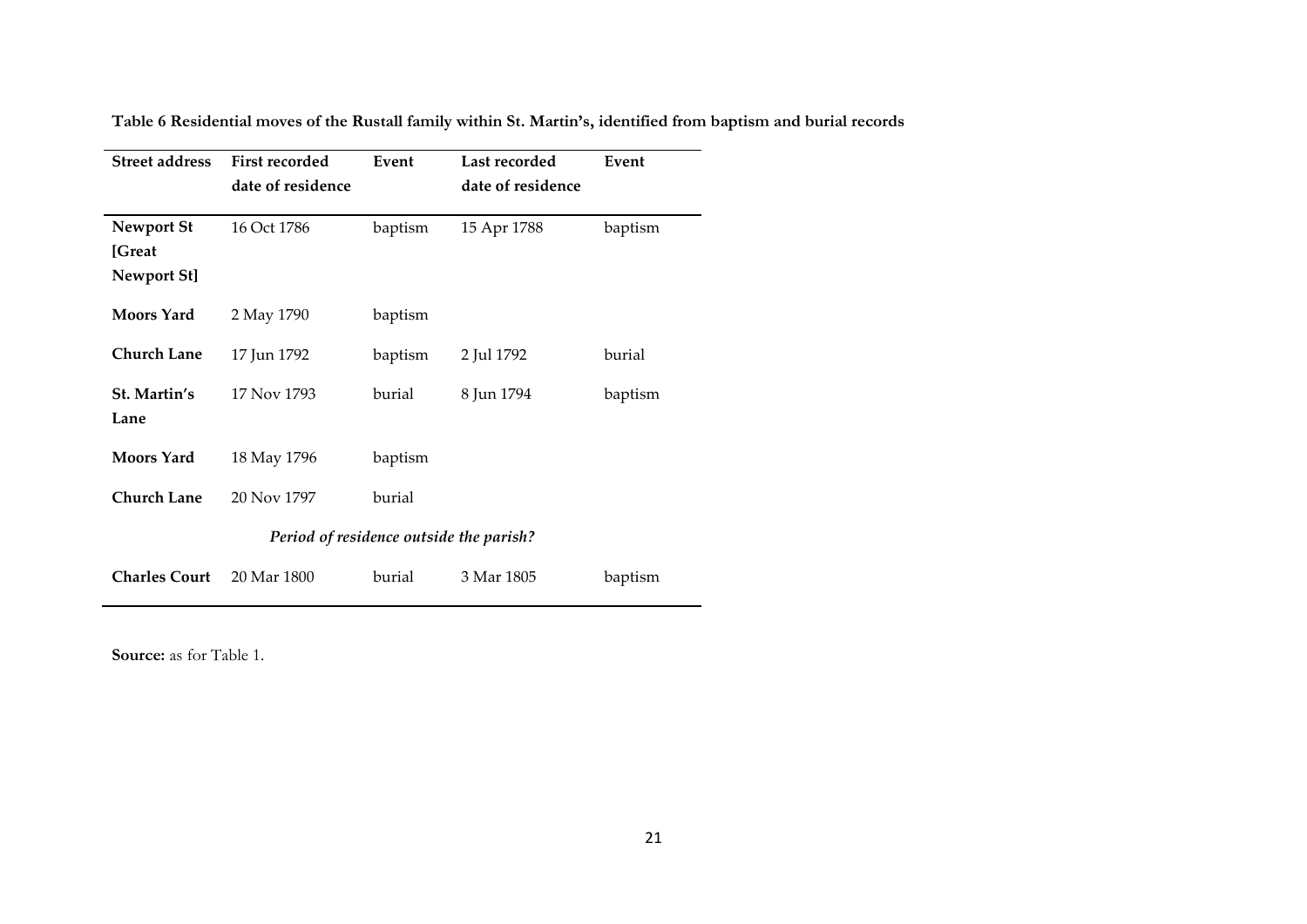**Table 6 Residential moves of the Rustall family within St. Martin's, identified from baptism and burial records**

| Street address | First recorded date of residence | Event | Last recorded date of residence | Event |
|---|---|---|---|---|
| **Newport St [Great Newport St]** | 16 Oct 1786 | baptism | 15 Apr 1788 | baptism |
| **Moors Yard** | 2 May 1790 | baptism | | |
| **Church Lane** | 17 Jun 1792 | baptism | 2 Jul 1792 | burial |
| **St. Martin's Lane** | 17 Nov 1793 | burial | 8 Jun 1794 | baptism |
| **Moors Yard** | 18 May 1796 | baptism | | |
| **Church Lane** | 20 Nov 1797 | burial | | |
| | | *Period of residence outside the parish?* | | |
| **Charles Court** | 20 Mar 1800 | burial | 3 Mar 1805 | baptism |

**Source:** as for Table 1.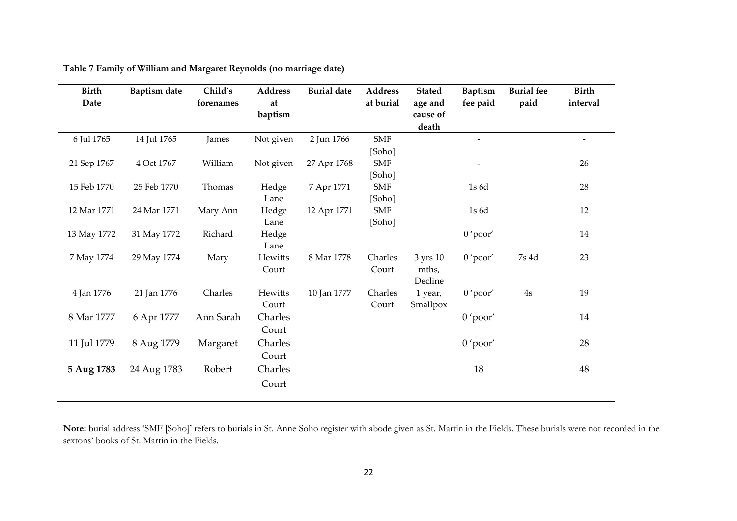**Table 7 Family of William and Margaret Reynolds (no marriage date)**

| Birth Date | Baptism date | Child's forenames | Address at baptism | Burial date | Address at burial | Stated age and cause of death | Baptism fee paid | Burial fee paid | Birth interval |
|---|---|---|---|---|---|---|---|---|---|
| 6 Jul 1765 | 14 Jul 1765 | James | Not given | 2 Jun 1766 | SMF [Soho] | | - | | - |
| 21 Sep 1767 | 4 Oct 1767 | William | Not given | 27 Apr 1768 | SMF [Soho] | | - | | 26 |
| 15 Feb 1770 | 25 Feb 1770 | Thomas | Hedge Lane | 7 Apr 1771 | SMF [Soho] | | 1s 6d | | 28 |
| 12 Mar 1771 | 24 Mar 1771 | Mary Ann | Hedge Lane | 12 Apr 1771 | SMF [Soho] | | 1s 6d | | 12 |
| 13 May 1772 | 31 May 1772 | Richard | Hedge Lane | | | | 0 'poor' | | 14 |
| 7 May 1774 | 29 May 1774 | Mary | Hewitts Court | 8 Mar 1778 | Charles Court | 3 yrs 10 mths, Decline | 0 'poor' | 7s 4d | 23 |
| 4 Jan 1776 | 21 Jan 1776 | Charles | Hewitts Court | 10 Jan 1777 | Charles Court | 1 year, Smallpox | 0 'poor' | 4s | 19 |
| 8 Mar 1777 | 6 Apr 1777 | Ann Sarah | Charles Court | | | | 0 'poor' | | 14 |
| 11 Jul 1779 | 8 Aug 1779 | Margaret | Charles Court | | | | 0 'poor' | | 28 |
| **5 Aug 1783** | 24 Aug 1783 | Robert | Charles Court | | | | 18 | | 48 |

**Note:** burial address 'SMF [Soho]' refers to burials in St. Anne Soho register with abode given as St. Martin in the Fields. These burials were not recorded in the sextons' books of St. Martin in the Fields.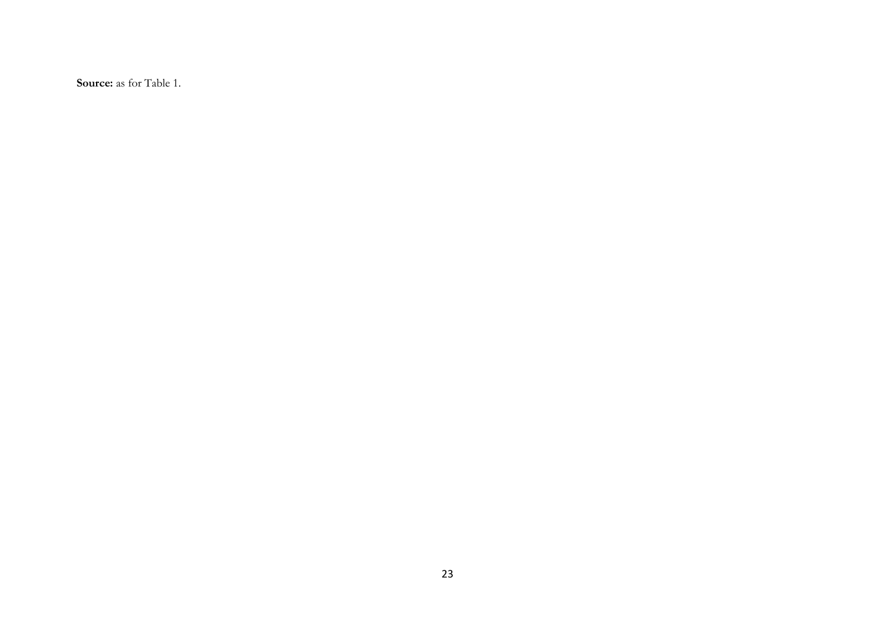**Source:** as for Table 1.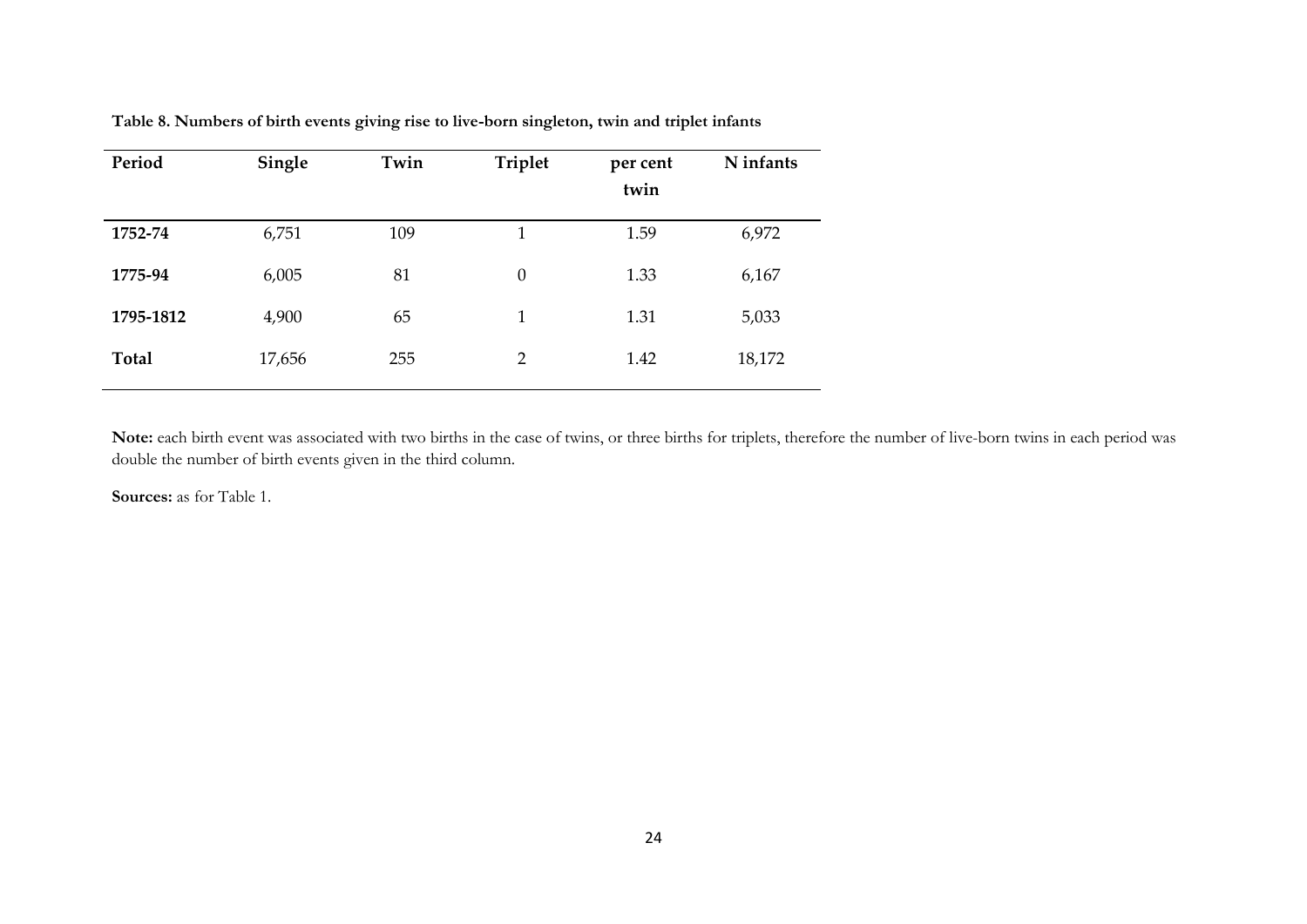**Table 8. Numbers of birth events giving rise to live-born singleton, twin and triplet infants**

| Period | Single | Twin | Triplet | per cent twin | N infants |
|---|---|---|---|---|---|
| **1752-74** | 6,751 | 109 | 1 | 1.59 | 6,972 |
| **1775-94** | 6,005 | 81 | 0 | 1.33 | 6,167 |
| **1795-1812** | 4,900 | 65 | 1 | 1.31 | 5,033 |
| **Total** | 17,656 | 255 | 2 | 1.42 | 18,172 |

**Note:** each birth event was associated with two births in the case of twins, or three births for triplets, therefore the number of live-born twins in each period was double the number of birth events given in the third column.

**Sources:** as for Table 1.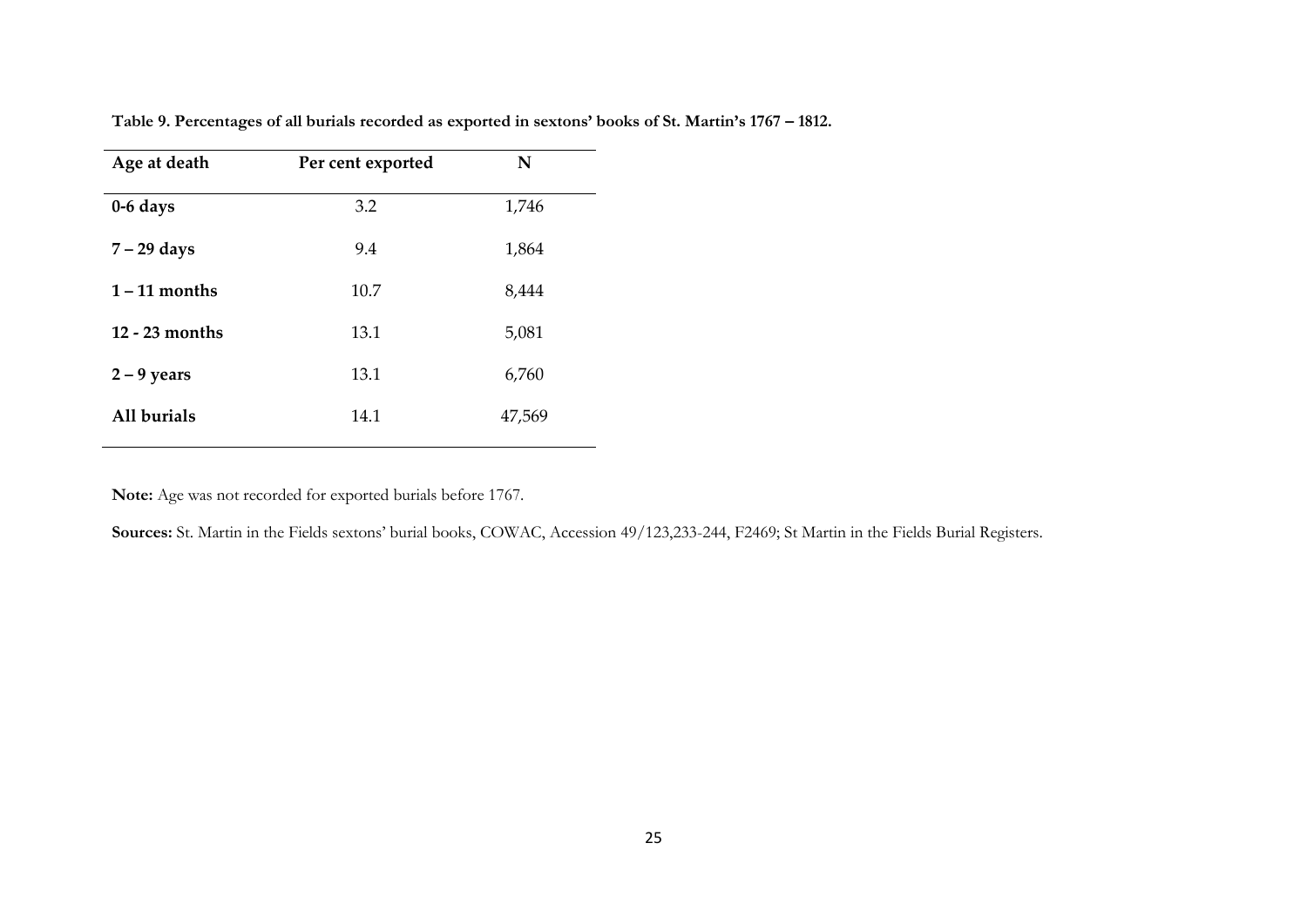**Table 9. Percentages of all burials recorded as exported in sextons' books of St. Martin's 1767 – 1812.**

| Age at death | Per cent exported | N |
|---|---|---|
| **0-6 days** | 3.2 | 1,746 |
| **7 – 29 days** | 9.4 | 1,864 |
| **1 – 11 months** | 10.7 | 8,444 |
| **12 - 23 months** | 13.1 | 5,081 |
| **2 – 9 years** | 13.1 | 6,760 |
| **All burials** | 14.1 | 47,569 |

**Note:** Age was not recorded for exported burials before 1767.

**Sources:** St. Martin in the Fields sextons' burial books, COWAC, Accession 49/123,233-244, F2469; St Martin in the Fields Burial Registers.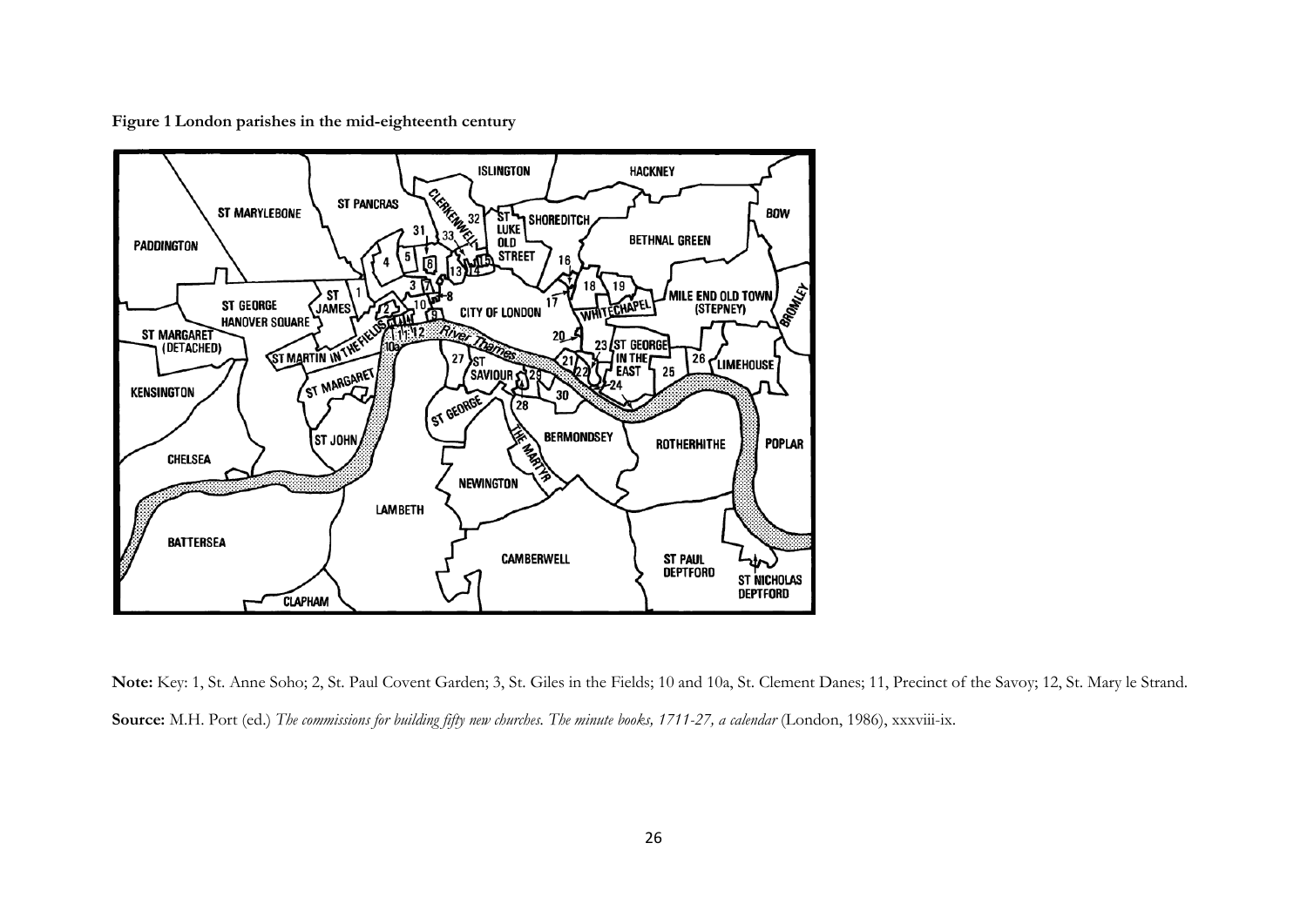**Figure 1 London parishes in the mid-eighteenth century**

**Note:** Key: 1, St. Anne Soho; 2, St. Paul Covent Garden; 3, St. Giles in the Fields; 10 and 10a, St. Clement Danes; 11, Precinct of the Savoy; 12, St. Mary le Strand.

**Source:** M.H. Port (ed.) *The commissions for building fifty new churches. The minute books, 1711-27, a calendar* (London, 1986), xxxviii-ix.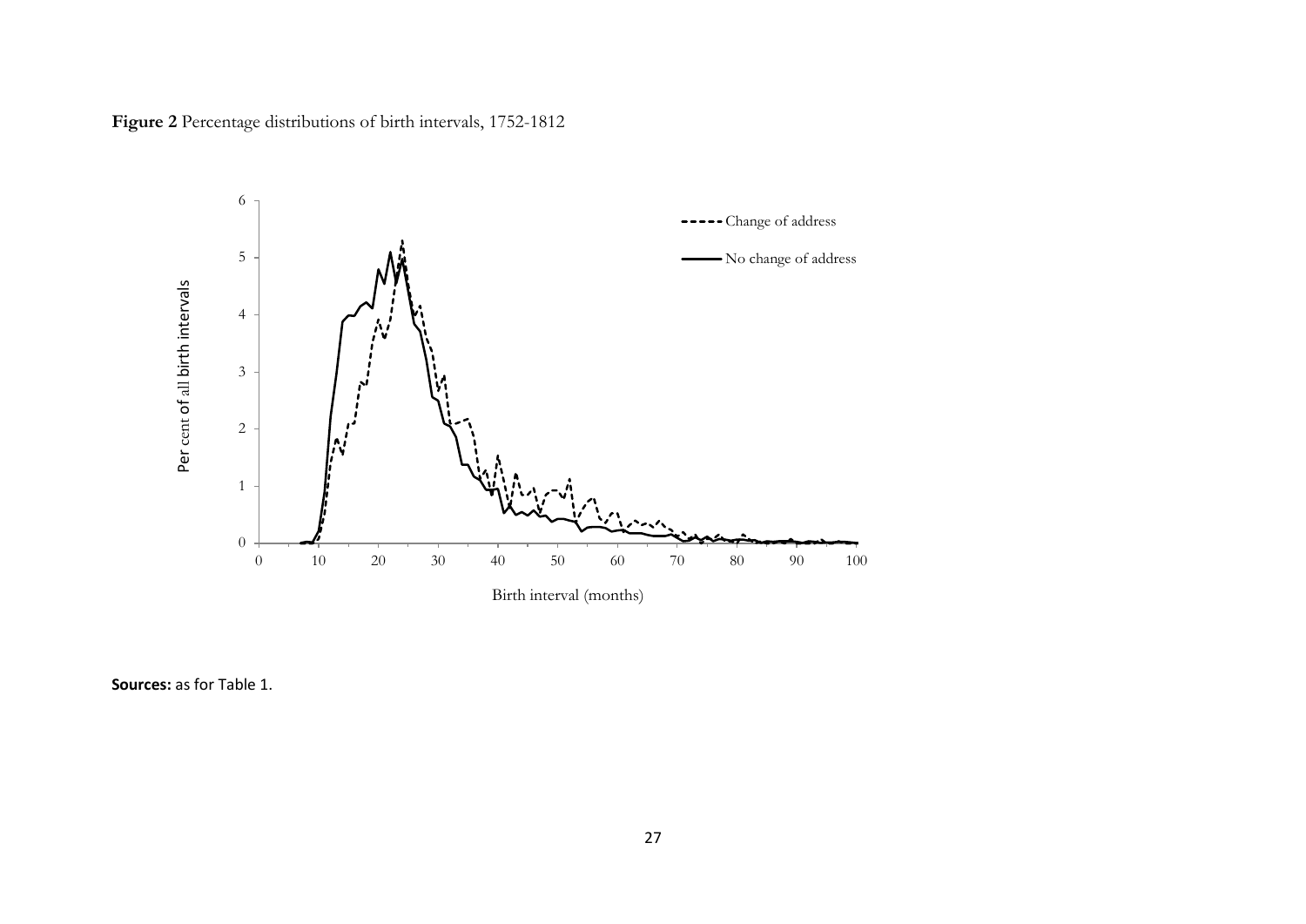**Figure 2** Percentage distributions of birth intervals, 1752-1812

Per cent of all birth intervals

6
5
4
3
2
1
0

0 10 20 30 40 50 60 70 80 90 100

Birth interval (months)

Change of address

No change of address

**Sources:** as for Table 1.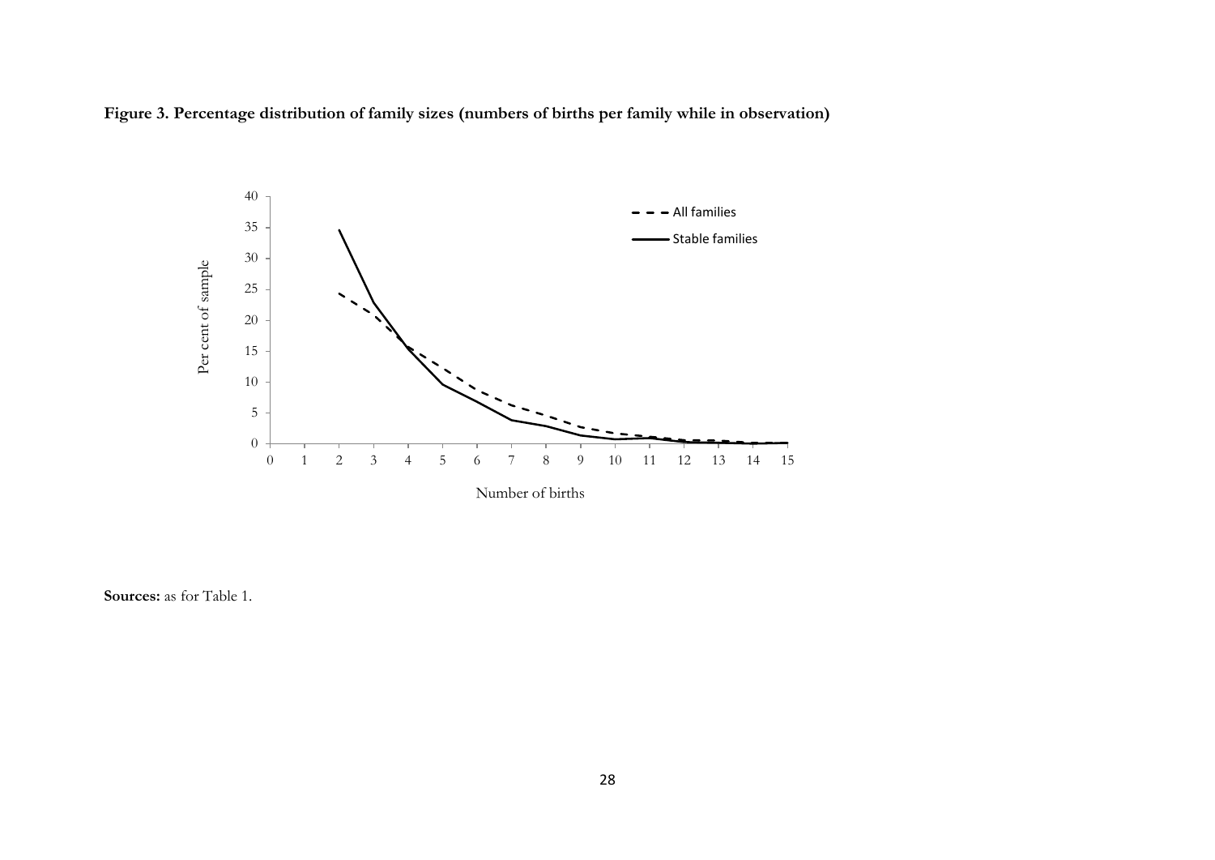**Figure 3. Percentage distribution of family sizes (numbers of births per family while in observation)**

40
35
30
25
20
15
10
5
0

Per cent of sample

0 1 2 3 4 5 6 7 8 9 10 11 12 13 14 15

Number of births

All families

Stable families

**Sources:** as for Table 1.